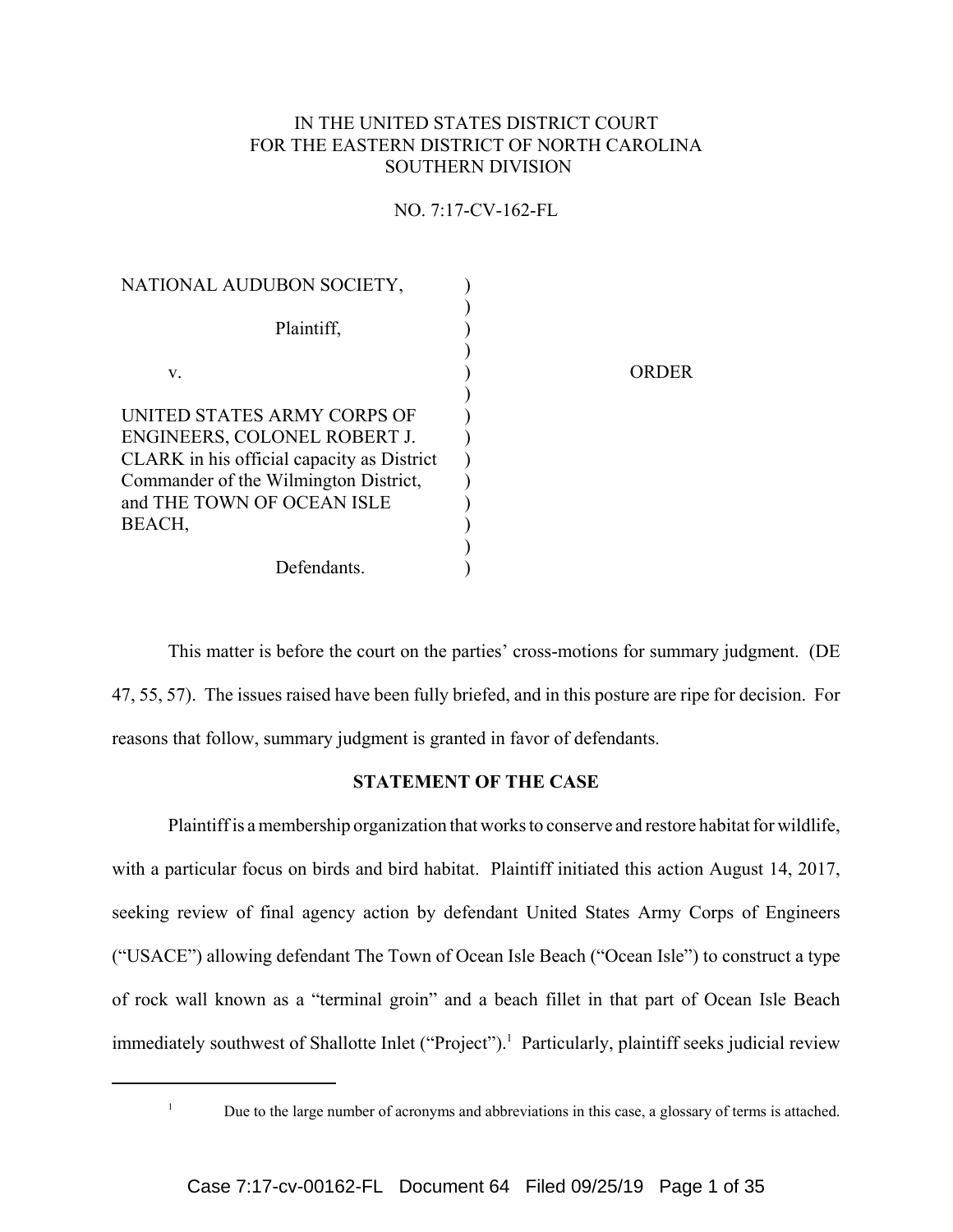IN THE UNITED STATES DISTRICT COURT
FOR THE EASTERN DISTRICT OF NORTH CAROLINA
SOUTHERN DIVISION

NO. 7:17-CV-162-FL

| | | |
|---|---|---|
| NATIONAL AUDUBON SOCIETY, | ) | |
| Plaintiff, | ) | |
| v. | ) | ORDER |
| UNITED STATES ARMY CORPS OF ENGINEERS, COLONEL ROBERT J. CLARK in his official capacity as District Commander of the Wilmington District, and THE TOWN OF OCEAN ISLE BEACH, | ) | |
| Defendants. | ) | |

This matter is before the court on the parties' cross-motions for summary judgment. (DE 47, 55, 57). The issues raised have been fully briefed, and in this posture are ripe for decision. For reasons that follow, summary judgment is granted in favor of defendants.

## STATEMENT OF THE CASE

Plaintiff is a membership organization that works to conserve and restore habitat for wildlife, with a particular focus on birds and bird habitat. Plaintiff initiated this action August 14, 2017, seeking review of final agency action by defendant United States Army Corps of Engineers ("USACE") allowing defendant The Town of Ocean Isle Beach ("Ocean Isle") to construct a type of rock wall known as a "terminal groin" and a beach fillet in that part of Ocean Isle Beach immediately southwest of Shallotte Inlet ("Project").[1] Particularly, plaintiff seeks judicial review

[1] Due to the large number of acronyms and abbreviations in this case, a glossary of terms is attached.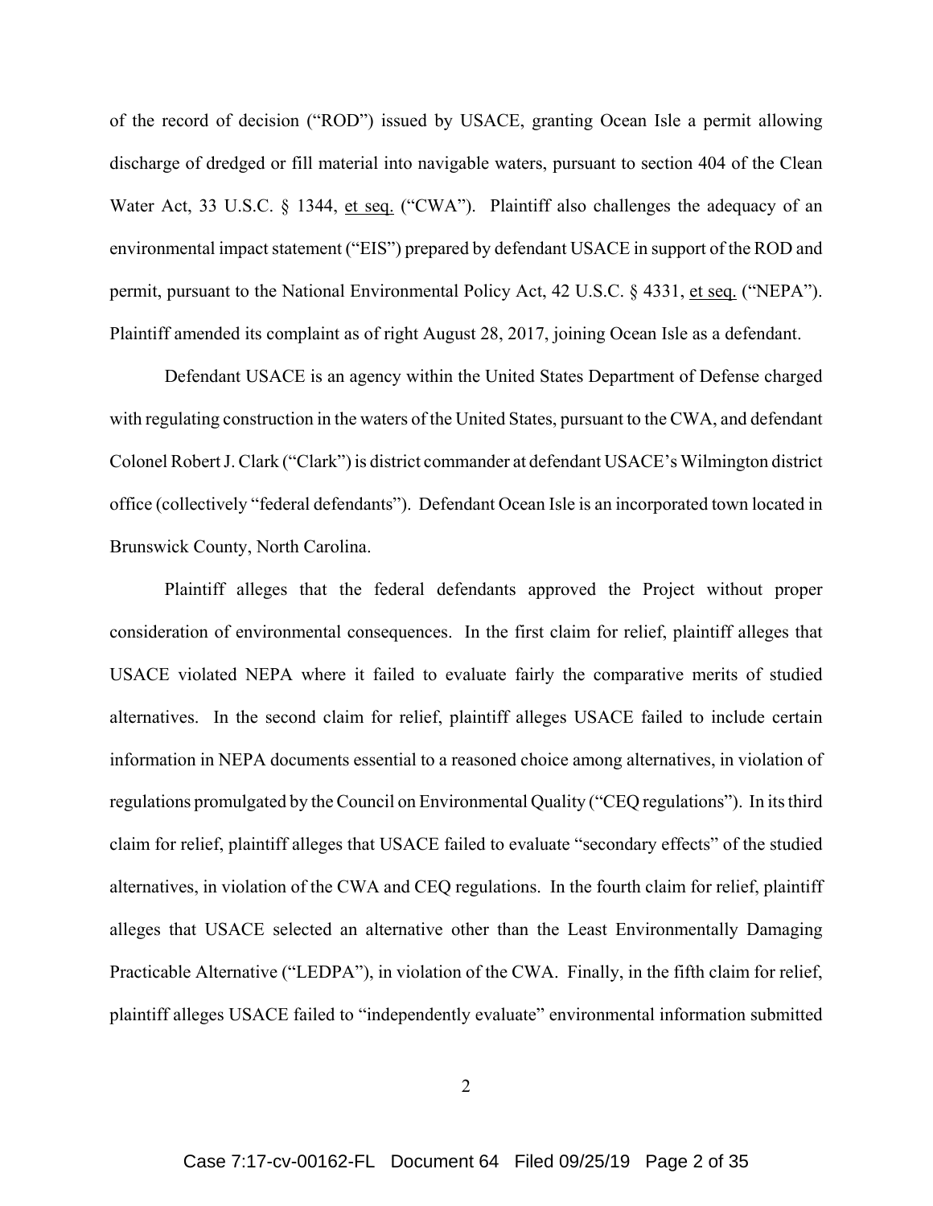of the record of decision ("ROD") issued by USACE, granting Ocean Isle a permit allowing discharge of dredged or fill material into navigable waters, pursuant to section 404 of the Clean Water Act, 33 U.S.C. § 1344, et seq. ("CWA"). Plaintiff also challenges the adequacy of an environmental impact statement ("EIS") prepared by defendant USACE in support of the ROD and permit, pursuant to the National Environmental Policy Act, 42 U.S.C. § 4331, et seq. ("NEPA"). Plaintiff amended its complaint as of right August 28, 2017, joining Ocean Isle as a defendant.

Defendant USACE is an agency within the United States Department of Defense charged with regulating construction in the waters of the United States, pursuant to the CWA, and defendant Colonel Robert J. Clark ("Clark") is district commander at defendant USACE's Wilmington district office (collectively "federal defendants"). Defendant Ocean Isle is an incorporated town located in Brunswick County, North Carolina.

Plaintiff alleges that the federal defendants approved the Project without proper consideration of environmental consequences. In the first claim for relief, plaintiff alleges that USACE violated NEPA where it failed to evaluate fairly the comparative merits of studied alternatives. In the second claim for relief, plaintiff alleges USACE failed to include certain information in NEPA documents essential to a reasoned choice among alternatives, in violation of regulations promulgated by the Council on Environmental Quality ("CEQ regulations"). In its third claim for relief, plaintiff alleges that USACE failed to evaluate "secondary effects" of the studied alternatives, in violation of the CWA and CEQ regulations. In the fourth claim for relief, plaintiff alleges that USACE selected an alternative other than the Least Environmentally Damaging Practicable Alternative ("LEDPA"), in violation of the CWA. Finally, in the fifth claim for relief, plaintiff alleges USACE failed to "independently evaluate" environmental information submitted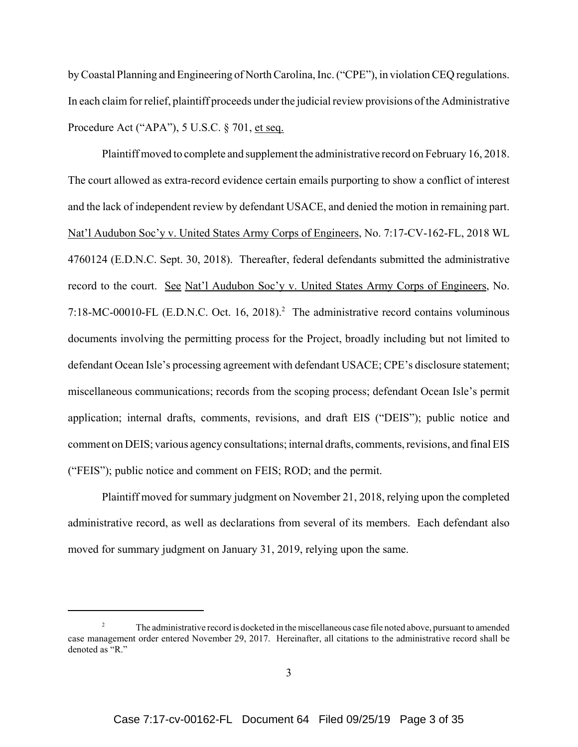by Coastal Planning and Engineering of North Carolina, Inc. ("CPE"), in violation CEQ regulations. In each claim for relief, plaintiff proceeds under the judicial review provisions of the Administrative Procedure Act ("APA"), 5 U.S.C. § 701, et seq.

Plaintiff moved to complete and supplement the administrative record on February 16, 2018. The court allowed as extra-record evidence certain emails purporting to show a conflict of interest and the lack of independent review by defendant USACE, and denied the motion in remaining part. Nat'l Audubon Soc'y v. United States Army Corps of Engineers, No. 7:17-CV-162-FL, 2018 WL 4760124 (E.D.N.C. Sept. 30, 2018). Thereafter, federal defendants submitted the administrative record to the court. See Nat'l Audubon Soc'y v. United States Army Corps of Engineers, No. 7:18-MC-00010-FL (E.D.N.C. Oct. 16, 2018).[2] The administrative record contains voluminous documents involving the permitting process for the Project, broadly including but not limited to defendant Ocean Isle's processing agreement with defendant USACE; CPE's disclosure statement; miscellaneous communications; records from the scoping process; defendant Ocean Isle's permit application; internal drafts, comments, revisions, and draft EIS ("DEIS"); public notice and comment on DEIS; various agency consultations; internal drafts, comments, revisions, and final EIS ("FEIS"); public notice and comment on FEIS; ROD; and the permit.

Plaintiff moved for summary judgment on November 21, 2018, relying upon the completed administrative record, as well as declarations from several of its members. Each defendant also moved for summary judgment on January 31, 2019, relying upon the same.

---

[2] The administrative record is docketed in the miscellaneous case file noted above, pursuant to amended case management order entered November 29, 2017. Hereinafter, all citations to the administrative record shall be denoted as "R."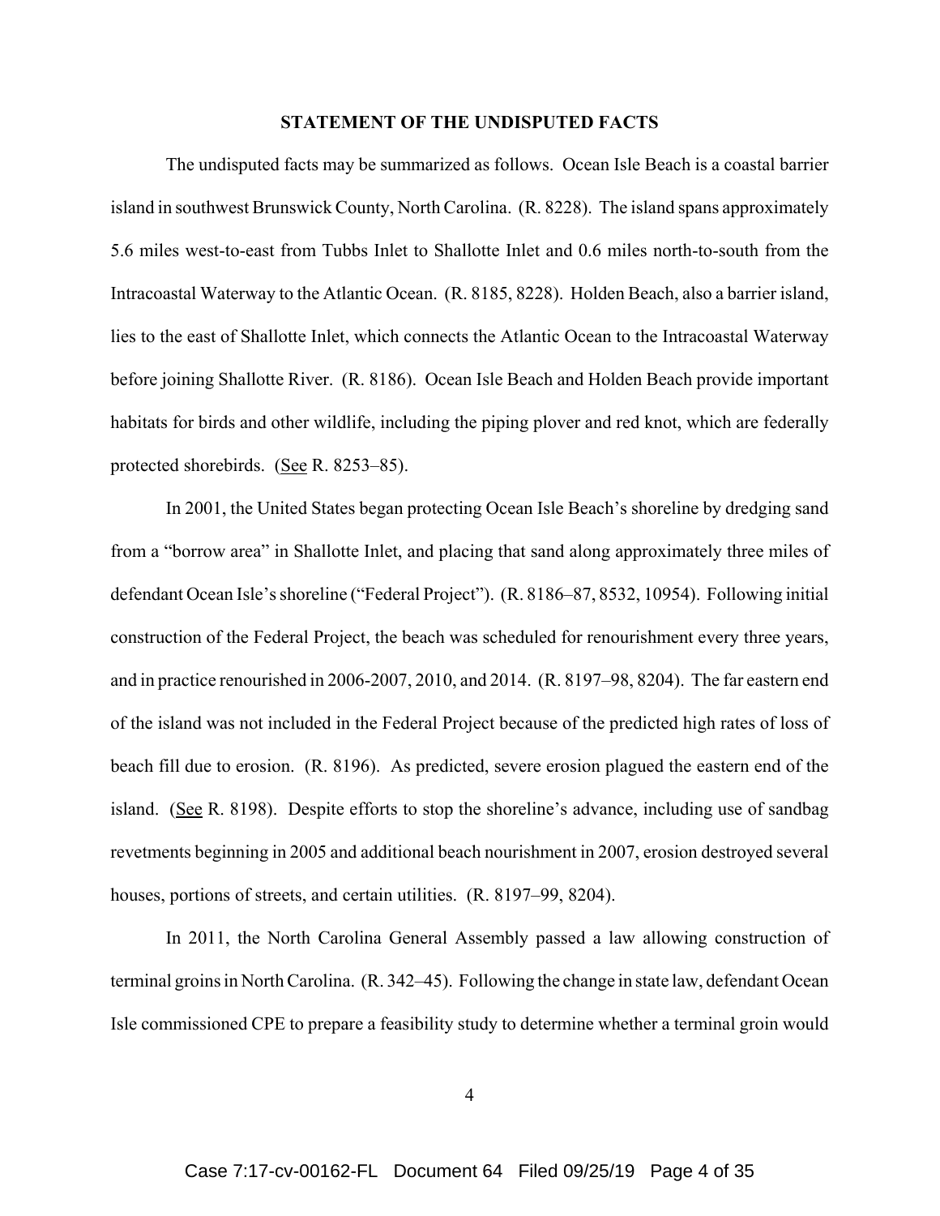**STATEMENT OF THE UNDISPUTED FACTS**

The undisputed facts may be summarized as follows. Ocean Isle Beach is a coastal barrier island in southwest Brunswick County, North Carolina. (R. 8228). The island spans approximately 5.6 miles west-to-east from Tubbs Inlet to Shallotte Inlet and 0.6 miles north-to-south from the Intracoastal Waterway to the Atlantic Ocean. (R. 8185, 8228). Holden Beach, also a barrier island, lies to the east of Shallotte Inlet, which connects the Atlantic Ocean to the Intracoastal Waterway before joining Shallotte River. (R. 8186). Ocean Isle Beach and Holden Beach provide important habitats for birds and other wildlife, including the piping plover and red knot, which are federally protected shorebirds. (See R. 8253–85).

In 2001, the United States began protecting Ocean Isle Beach's shoreline by dredging sand from a "borrow area" in Shallotte Inlet, and placing that sand along approximately three miles of defendant Ocean Isle's shoreline ("Federal Project"). (R. 8186–87, 8532, 10954). Following initial construction of the Federal Project, the beach was scheduled for renourishment every three years, and in practice renourished in 2006-2007, 2010, and 2014. (R. 8197–98, 8204). The far eastern end of the island was not included in the Federal Project because of the predicted high rates of loss of beach fill due to erosion. (R. 8196). As predicted, severe erosion plagued the eastern end of the island. (See R. 8198). Despite efforts to stop the shoreline's advance, including use of sandbag revetments beginning in 2005 and additional beach nourishment in 2007, erosion destroyed several houses, portions of streets, and certain utilities. (R. 8197–99, 8204).

In 2011, the North Carolina General Assembly passed a law allowing construction of terminal groins in North Carolina. (R. 342–45). Following the change in state law, defendant Ocean Isle commissioned CPE to prepare a feasibility study to determine whether a terminal groin would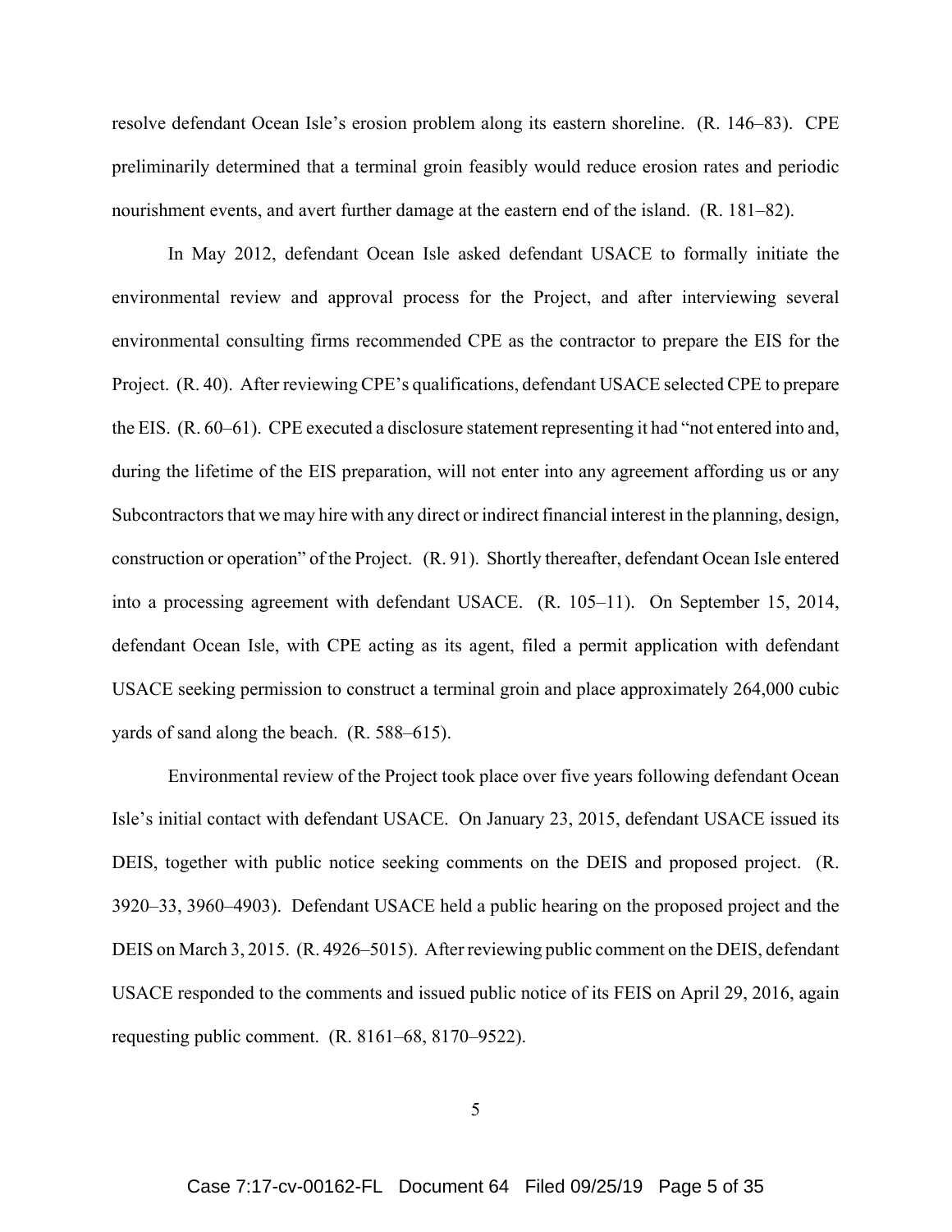resolve defendant Ocean Isle's erosion problem along its eastern shoreline. (R. 146–83). CPE preliminarily determined that a terminal groin feasibly would reduce erosion rates and periodic nourishment events, and avert further damage at the eastern end of the island. (R. 181–82).

In May 2012, defendant Ocean Isle asked defendant USACE to formally initiate the environmental review and approval process for the Project, and after interviewing several environmental consulting firms recommended CPE as the contractor to prepare the EIS for the Project. (R. 40). After reviewing CPE's qualifications, defendant USACE selected CPE to prepare the EIS. (R. 60–61). CPE executed a disclosure statement representing it had "not entered into and, during the lifetime of the EIS preparation, will not enter into any agreement affording us or any Subcontractors that we may hire with any direct or indirect financial interest in the planning, design, construction or operation" of the Project. (R. 91). Shortly thereafter, defendant Ocean Isle entered into a processing agreement with defendant USACE. (R. 105–11). On September 15, 2014, defendant Ocean Isle, with CPE acting as its agent, filed a permit application with defendant USACE seeking permission to construct a terminal groin and place approximately 264,000 cubic yards of sand along the beach. (R. 588–615).

Environmental review of the Project took place over five years following defendant Ocean Isle's initial contact with defendant USACE. On January 23, 2015, defendant USACE issued its DEIS, together with public notice seeking comments on the DEIS and proposed project. (R. 3920–33, 3960–4903). Defendant USACE held a public hearing on the proposed project and the DEIS on March 3, 2015. (R. 4926–5015). After reviewing public comment on the DEIS, defendant USACE responded to the comments and issued public notice of its FEIS on April 29, 2016, again requesting public comment. (R. 8161–68, 8170–9522).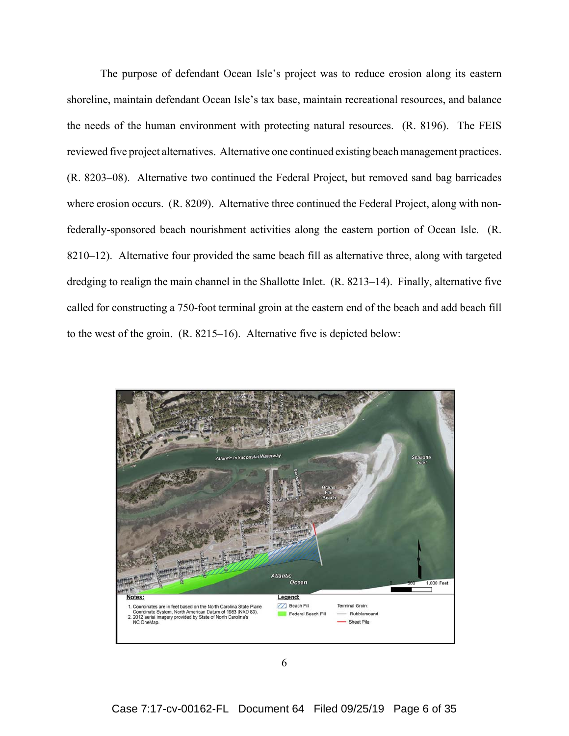The purpose of defendant Ocean Isle's project was to reduce erosion along its eastern shoreline, maintain defendant Ocean Isle's tax base, maintain recreational resources, and balance the needs of the human environment with protecting natural resources. (R. 8196). The FEIS reviewed five project alternatives. Alternative one continued existing beach management practices. (R. 8203–08). Alternative two continued the Federal Project, but removed sand bag barricades where erosion occurs. (R. 8209). Alternative three continued the Federal Project, along with non-federally-sponsored beach nourishment activities along the eastern portion of Ocean Isle. (R. 8210–12). Alternative four provided the same beach fill as alternative three, along with targeted dredging to realign the main channel in the Shallotte Inlet. (R. 8213–14). Finally, alternative five called for constructing a 750-foot terminal groin at the eastern end of the beach and add beach fill to the west of the groin. (R. 8215–16). Alternative five is depicted below: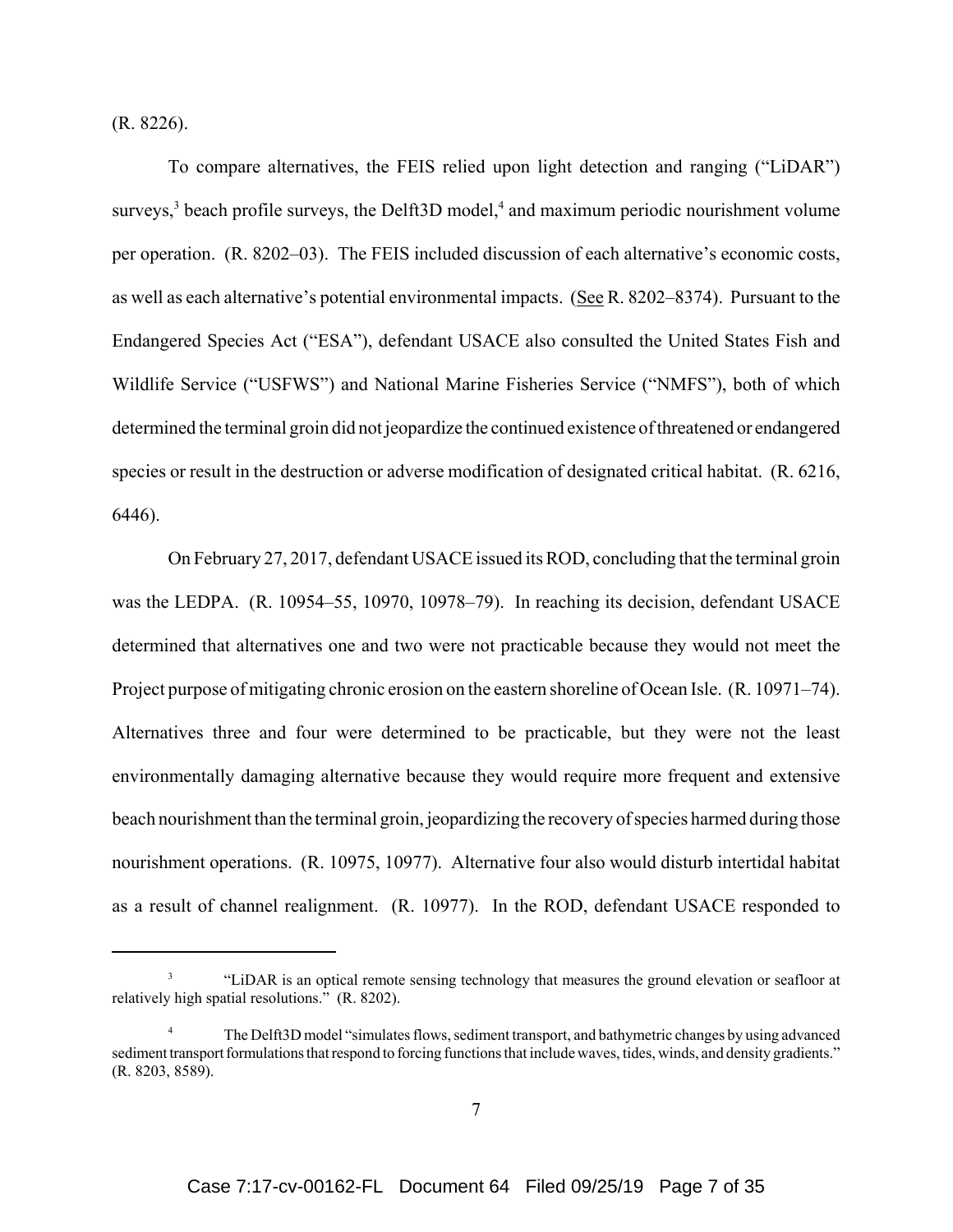(R. 8226).

To compare alternatives, the FEIS relied upon light detection and ranging ("LiDAR") surveys,[3] beach profile surveys, the Delft3D model,[4] and maximum periodic nourishment volume per operation. (R. 8202–03). The FEIS included discussion of each alternative's economic costs, as well as each alternative's potential environmental impacts. (See R. 8202–8374). Pursuant to the Endangered Species Act ("ESA"), defendant USACE also consulted the United States Fish and Wildlife Service ("USFWS") and National Marine Fisheries Service ("NMFS"), both of which determined the terminal groin did not jeopardize the continued existence of threatened or endangered species or result in the destruction or adverse modification of designated critical habitat. (R. 6216, 6446).

On February 27, 2017, defendant USACE issued its ROD, concluding that the terminal groin was the LEDPA. (R. 10954–55, 10970, 10978–79). In reaching its decision, defendant USACE determined that alternatives one and two were not practicable because they would not meet the Project purpose of mitigating chronic erosion on the eastern shoreline of Ocean Isle. (R. 10971–74). Alternatives three and four were determined to be practicable, but they were not the least environmentally damaging alternative because they would require more frequent and extensive beach nourishment than the terminal groin, jeopardizing the recovery of species harmed during those nourishment operations. (R. 10975, 10977). Alternative four also would disturb intertidal habitat as a result of channel realignment. (R. 10977). In the ROD, defendant USACE responded to

---

[3] "LiDAR is an optical remote sensing technology that measures the ground elevation or seafloor at relatively high spatial resolutions." (R. 8202).

[4] The Delft3D model "simulates flows, sediment transport, and bathymetric changes by using advanced sediment transport formulations that respond to forcing functions that include waves, tides, winds, and density gradients." (R. 8203, 8589).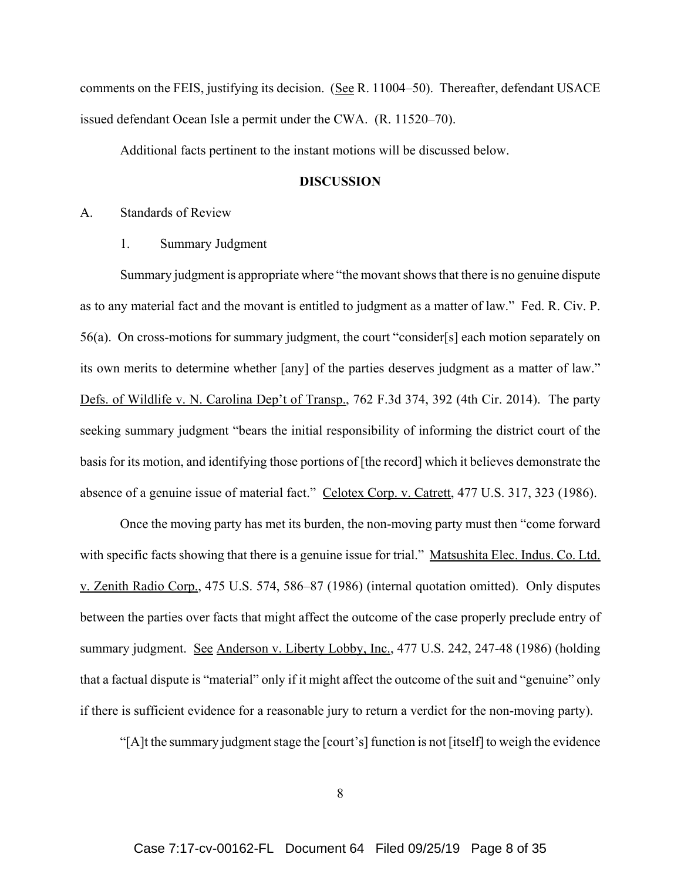comments on the FEIS, justifying its decision. (See R. 11004–50). Thereafter, defendant USACE issued defendant Ocean Isle a permit under the CWA. (R. 11520–70).

Additional facts pertinent to the instant motions will be discussed below.

## DISCUSSION

A. Standards of Review

1. Summary Judgment

Summary judgment is appropriate where "the movant shows that there is no genuine dispute as to any material fact and the movant is entitled to judgment as a matter of law." Fed. R. Civ. P. 56(a). On cross-motions for summary judgment, the court "consider[s] each motion separately on its own merits to determine whether [any] of the parties deserves judgment as a matter of law." Defs. of Wildlife v. N. Carolina Dep't of Transp., 762 F.3d 374, 392 (4th Cir. 2014). The party seeking summary judgment "bears the initial responsibility of informing the district court of the basis for its motion, and identifying those portions of [the record] which it believes demonstrate the absence of a genuine issue of material fact." Celotex Corp. v. Catrett, 477 U.S. 317, 323 (1986).

Once the moving party has met its burden, the non-moving party must then "come forward with specific facts showing that there is a genuine issue for trial." Matsushita Elec. Indus. Co. Ltd. v. Zenith Radio Corp., 475 U.S. 574, 586–87 (1986) (internal quotation omitted). Only disputes between the parties over facts that might affect the outcome of the case properly preclude entry of summary judgment. See Anderson v. Liberty Lobby, Inc., 477 U.S. 242, 247-48 (1986) (holding that a factual dispute is "material" only if it might affect the outcome of the suit and "genuine" only if there is sufficient evidence for a reasonable jury to return a verdict for the non-moving party).

"[A]t the summary judgment stage the [court's] function is not [itself] to weigh the evidence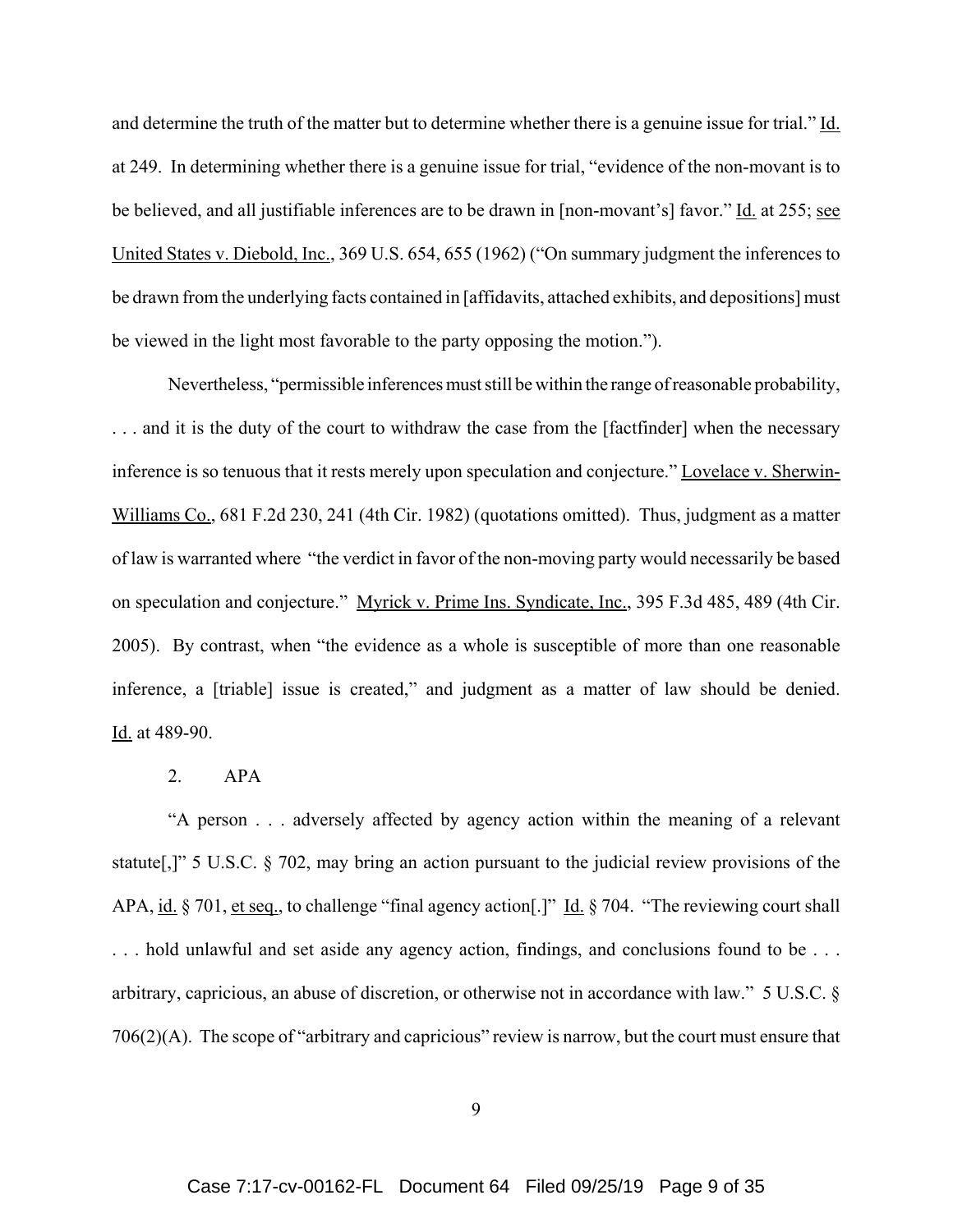and determine the truth of the matter but to determine whether there is a genuine issue for trial." Id. at 249. In determining whether there is a genuine issue for trial, "evidence of the non-movant is to be believed, and all justifiable inferences are to be drawn in [non-movant's] favor." Id. at 255; see United States v. Diebold, Inc., 369 U.S. 654, 655 (1962) ("On summary judgment the inferences to be drawn from the underlying facts contained in [affidavits, attached exhibits, and depositions] must be viewed in the light most favorable to the party opposing the motion.").

Nevertheless, "permissible inferences must still be within the range of reasonable probability, . . . and it is the duty of the court to withdraw the case from the [factfinder] when the necessary inference is so tenuous that it rests merely upon speculation and conjecture." Lovelace v. Sherwin-Williams Co., 681 F.2d 230, 241 (4th Cir. 1982) (quotations omitted). Thus, judgment as a matter of law is warranted where "the verdict in favor of the non-moving party would necessarily be based on speculation and conjecture." Myrick v. Prime Ins. Syndicate, Inc., 395 F.3d 485, 489 (4th Cir. 2005). By contrast, when "the evidence as a whole is susceptible of more than one reasonable inference, a [triable] issue is created," and judgment as a matter of law should be denied. Id. at 489-90.

2. APA

"A person . . . adversely affected by agency action within the meaning of a relevant statute[,]" 5 U.S.C. § 702, may bring an action pursuant to the judicial review provisions of the APA, id. § 701, et seq., to challenge "final agency action[.]" Id. § 704. "The reviewing court shall . . . hold unlawful and set aside any agency action, findings, and conclusions found to be . . . arbitrary, capricious, an abuse of discretion, or otherwise not in accordance with law." 5 U.S.C. § 706(2)(A). The scope of "arbitrary and capricious" review is narrow, but the court must ensure that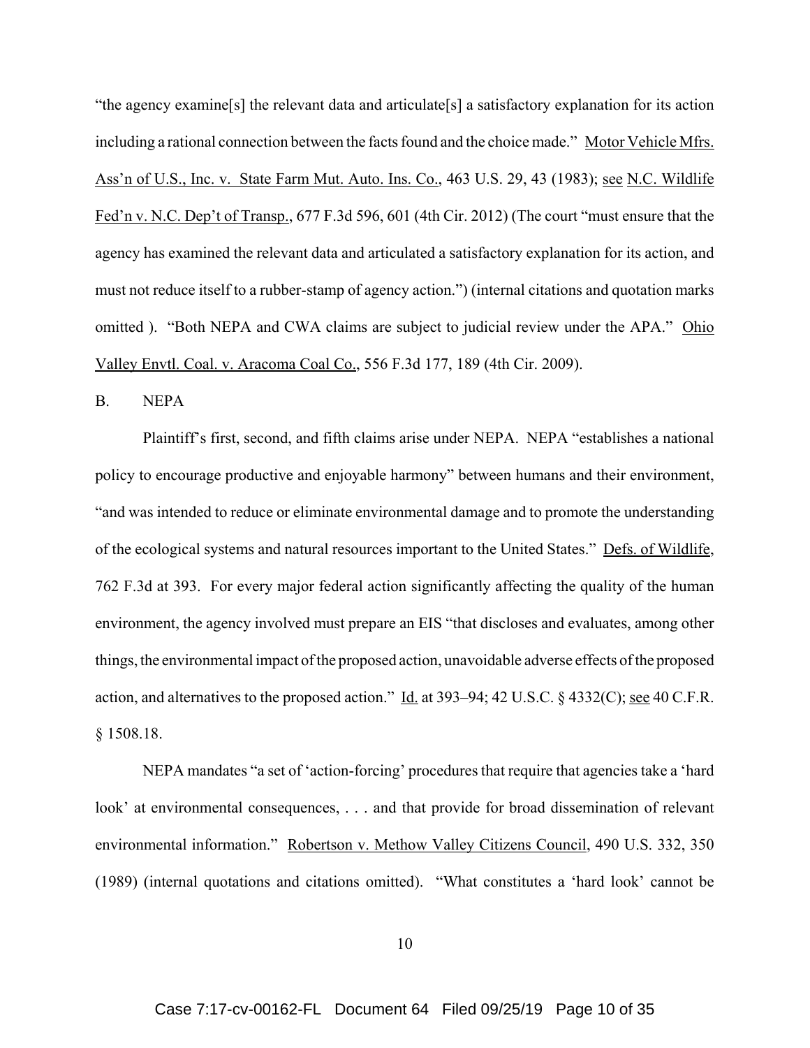"the agency examine[s] the relevant data and articulate[s] a satisfactory explanation for its action including a rational connection between the facts found and the choice made." Motor Vehicle Mfrs. Ass'n of U.S., Inc. v. State Farm Mut. Auto. Ins. Co., 463 U.S. 29, 43 (1983); see N.C. Wildlife Fed'n v. N.C. Dep't of Transp., 677 F.3d 596, 601 (4th Cir. 2012) (The court "must ensure that the agency has examined the relevant data and articulated a satisfactory explanation for its action, and must not reduce itself to a rubber-stamp of agency action.") (internal citations and quotation marks omitted ). "Both NEPA and CWA claims are subject to judicial review under the APA." Ohio Valley Envtl. Coal. v. Aracoma Coal Co., 556 F.3d 177, 189 (4th Cir. 2009).

B. NEPA

Plaintiff's first, second, and fifth claims arise under NEPA. NEPA "establishes a national policy to encourage productive and enjoyable harmony" between humans and their environment, "and was intended to reduce or eliminate environmental damage and to promote the understanding of the ecological systems and natural resources important to the United States." Defs. of Wildlife, 762 F.3d at 393. For every major federal action significantly affecting the quality of the human environment, the agency involved must prepare an EIS "that discloses and evaluates, among other things, the environmental impact of the proposed action, unavoidable adverse effects of the proposed action, and alternatives to the proposed action." Id. at 393–94; 42 U.S.C. § 4332(C); see 40 C.F.R. § 1508.18.

NEPA mandates "a set of 'action-forcing' procedures that require that agencies take a 'hard look' at environmental consequences, . . . and that provide for broad dissemination of relevant environmental information." Robertson v. Methow Valley Citizens Council, 490 U.S. 332, 350 (1989) (internal quotations and citations omitted). "What constitutes a 'hard look' cannot be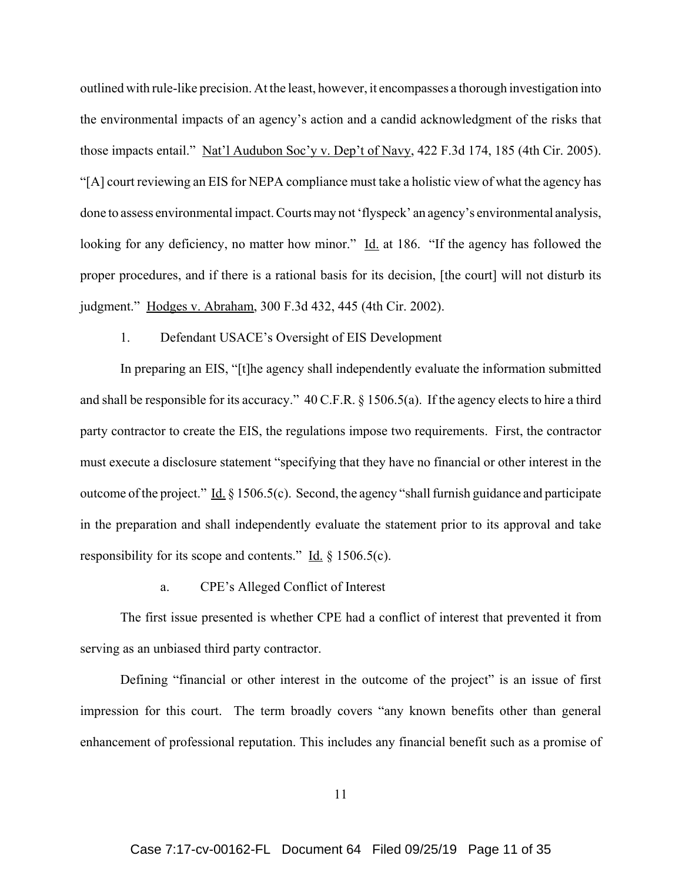outlined with rule-like precision. At the least, however, it encompasses a thorough investigation into the environmental impacts of an agency's action and a candid acknowledgment of the risks that those impacts entail." Nat'l Audubon Soc'y v. Dep't of Navy, 422 F.3d 174, 185 (4th Cir. 2005). "[A] court reviewing an EIS for NEPA compliance must take a holistic view of what the agency has done to assess environmental impact. Courts may not 'flyspeck' an agency's environmental analysis, looking for any deficiency, no matter how minor." Id. at 186. "If the agency has followed the proper procedures, and if there is a rational basis for its decision, [the court] will not disturb its judgment." Hodges v. Abraham, 300 F.3d 432, 445 (4th Cir. 2002).

1. Defendant USACE's Oversight of EIS Development

In preparing an EIS, "[t]he agency shall independently evaluate the information submitted and shall be responsible for its accuracy." 40 C.F.R. § 1506.5(a). If the agency elects to hire a third party contractor to create the EIS, the regulations impose two requirements. First, the contractor must execute a disclosure statement "specifying that they have no financial or other interest in the outcome of the project." Id. § 1506.5(c). Second, the agency "shall furnish guidance and participate in the preparation and shall independently evaluate the statement prior to its approval and take responsibility for its scope and contents." Id. § 1506.5(c).

a. CPE's Alleged Conflict of Interest

The first issue presented is whether CPE had a conflict of interest that prevented it from serving as an unbiased third party contractor.

Defining "financial or other interest in the outcome of the project" is an issue of first impression for this court. The term broadly covers "any known benefits other than general enhancement of professional reputation. This includes any financial benefit such as a promise of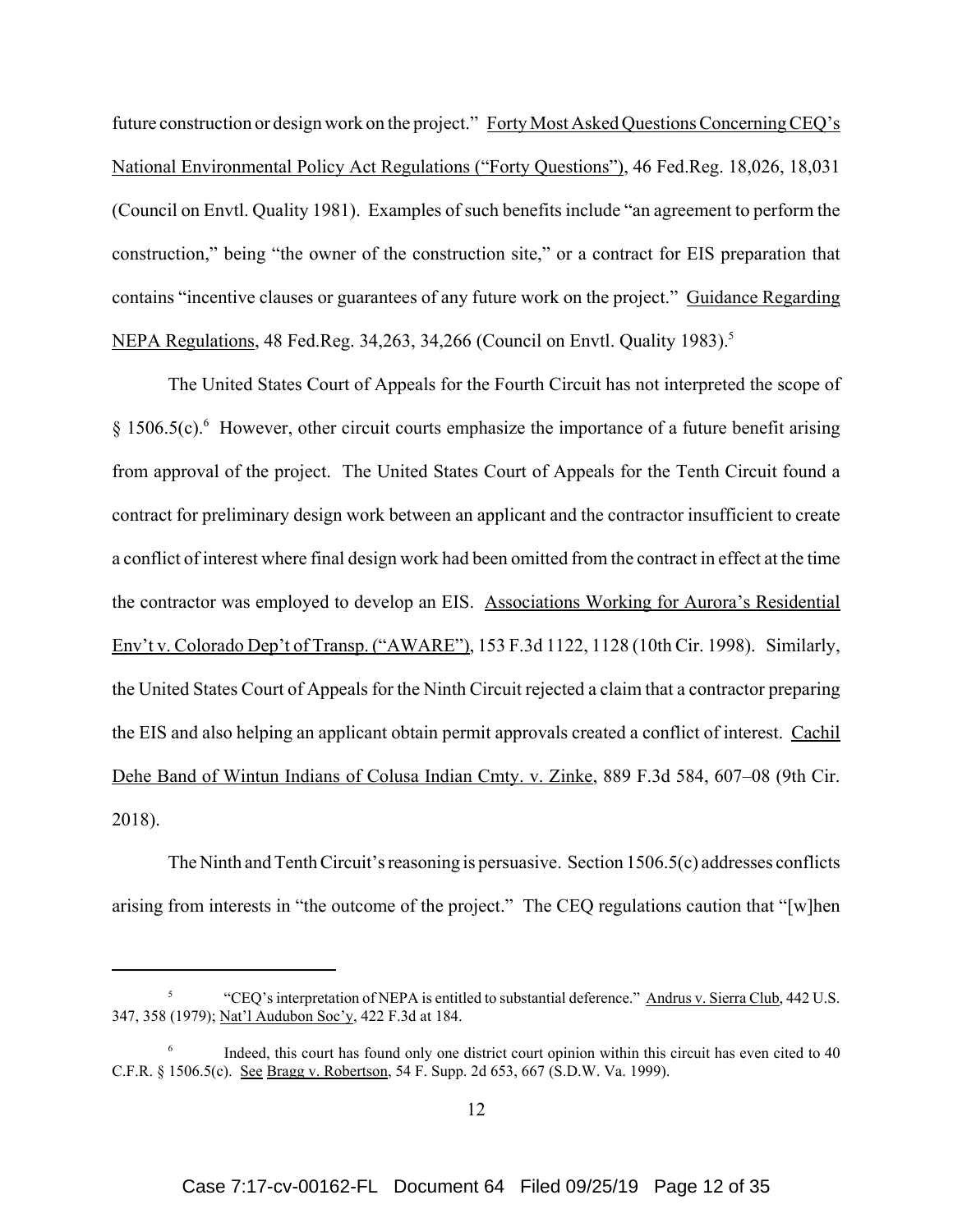future construction or design work on the project." Forty Most Asked Questions Concerning CEQ's National Environmental Policy Act Regulations ("Forty Questions"), 46 Fed.Reg. 18,026, 18,031 (Council on Envtl. Quality 1981). Examples of such benefits include "an agreement to perform the construction," being "the owner of the construction site," or a contract for EIS preparation that contains "incentive clauses or guarantees of any future work on the project." Guidance Regarding NEPA Regulations, 48 Fed.Reg. 34,263, 34,266 (Council on Envtl. Quality 1983).[5]

The United States Court of Appeals for the Fourth Circuit has not interpreted the scope of § 1506.5(c).[6] However, other circuit courts emphasize the importance of a future benefit arising from approval of the project. The United States Court of Appeals for the Tenth Circuit found a contract for preliminary design work between an applicant and the contractor insufficient to create a conflict of interest where final design work had been omitted from the contract in effect at the time the contractor was employed to develop an EIS. Associations Working for Aurora's Residential Env't v. Colorado Dep't of Transp. ("AWARE"), 153 F.3d 1122, 1128 (10th Cir. 1998). Similarly, the United States Court of Appeals for the Ninth Circuit rejected a claim that a contractor preparing the EIS and also helping an applicant obtain permit approvals created a conflict of interest. Cachil Dehe Band of Wintun Indians of Colusa Indian Cmty. v. Zinke, 889 F.3d 584, 607–08 (9th Cir. 2018).

The Ninth and Tenth Circuit's reasoning is persuasive. Section 1506.5(c) addresses conflicts arising from interests in "the outcome of the project." The CEQ regulations caution that "[w]hen

---

[5] "CEQ's interpretation of NEPA is entitled to substantial deference." Andrus v. Sierra Club, 442 U.S. 347, 358 (1979); Nat'l Audubon Soc'y, 422 F.3d at 184.

[6] Indeed, this court has found only one district court opinion within this circuit has even cited to 40 C.F.R. § 1506.5(c). See Bragg v. Robertson, 54 F. Supp. 2d 653, 667 (S.D.W. Va. 1999).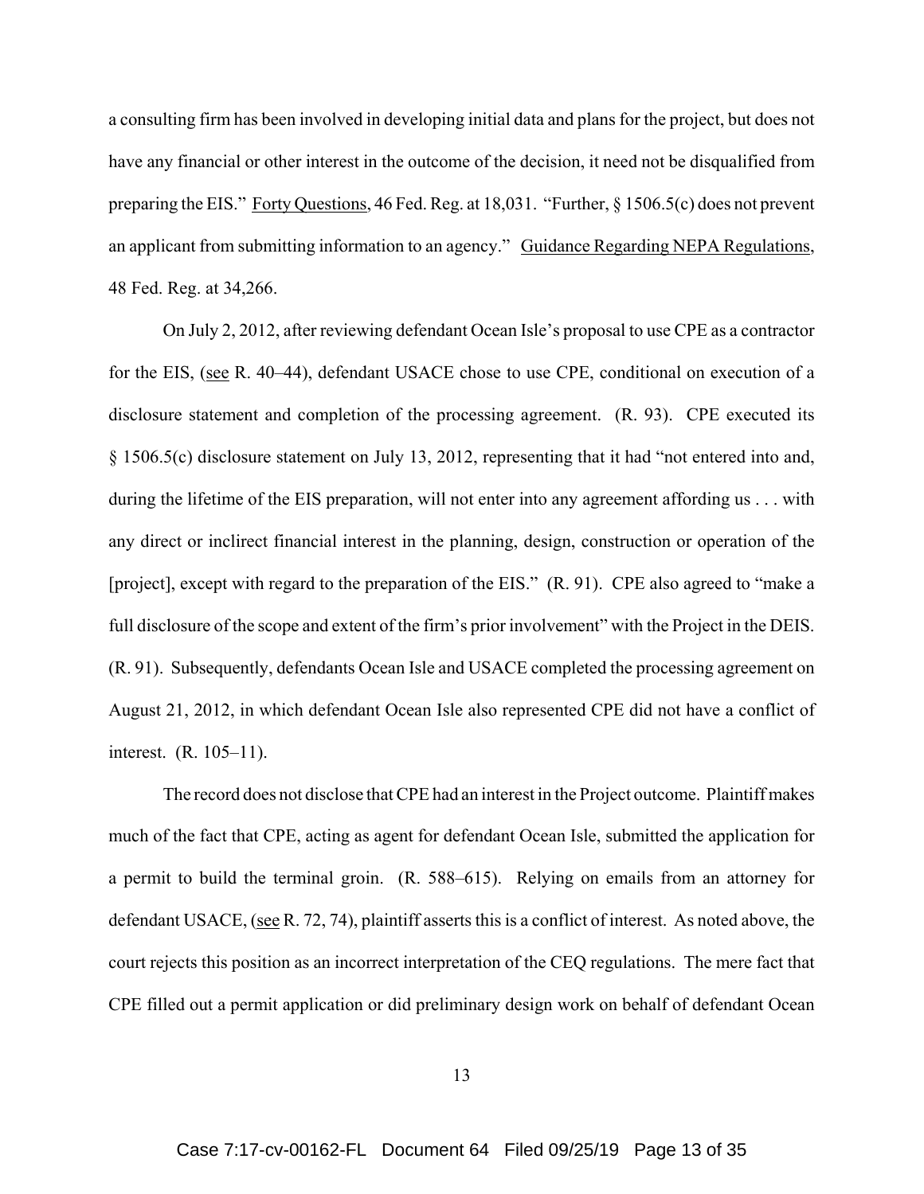a consulting firm has been involved in developing initial data and plans for the project, but does not have any financial or other interest in the outcome of the decision, it need not be disqualified from preparing the EIS." Forty Questions, 46 Fed. Reg. at 18,031. "Further, § 1506.5(c) does not prevent an applicant from submitting information to an agency." Guidance Regarding NEPA Regulations, 48 Fed. Reg. at 34,266.

On July 2, 2012, after reviewing defendant Ocean Isle's proposal to use CPE as a contractor for the EIS, (see R. 40–44), defendant USACE chose to use CPE, conditional on execution of a disclosure statement and completion of the processing agreement. (R. 93). CPE executed its § 1506.5(c) disclosure statement on July 13, 2012, representing that it had "not entered into and, during the lifetime of the EIS preparation, will not enter into any agreement affording us . . . with any direct or inclirect financial interest in the planning, design, construction or operation of the [project], except with regard to the preparation of the EIS." (R. 91). CPE also agreed to "make a full disclosure of the scope and extent of the firm's prior involvement" with the Project in the DEIS. (R. 91). Subsequently, defendants Ocean Isle and USACE completed the processing agreement on August 21, 2012, in which defendant Ocean Isle also represented CPE did not have a conflict of interest. (R. 105–11).

The record does not disclose that CPE had an interest in the Project outcome. Plaintiff makes much of the fact that CPE, acting as agent for defendant Ocean Isle, submitted the application for a permit to build the terminal groin. (R. 588–615). Relying on emails from an attorney for defendant USACE, (see R. 72, 74), plaintiff asserts this is a conflict of interest. As noted above, the court rejects this position as an incorrect interpretation of the CEQ regulations. The mere fact that CPE filled out a permit application or did preliminary design work on behalf of defendant Ocean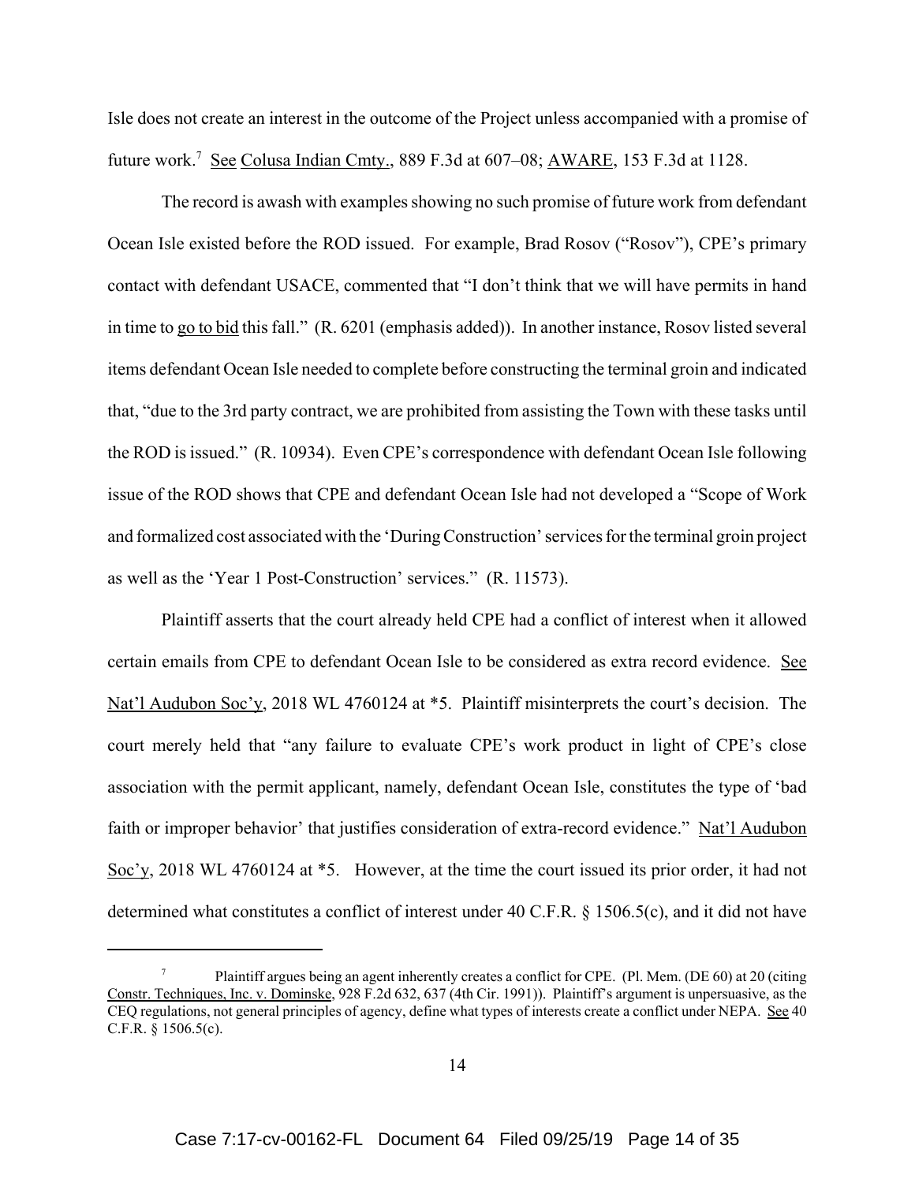Isle does not create an interest in the outcome of the Project unless accompanied with a promise of future work.[7] See Colusa Indian Cmty., 889 F.3d at 607–08; AWARE, 153 F.3d at 1128.

The record is awash with examples showing no such promise of future work from defendant Ocean Isle existed before the ROD issued. For example, Brad Rosov ("Rosov"), CPE's primary contact with defendant USACE, commented that "I don't think that we will have permits in hand in time to go to bid this fall." (R. 6201 (emphasis added)). In another instance, Rosov listed several items defendant Ocean Isle needed to complete before constructing the terminal groin and indicated that, "due to the 3rd party contract, we are prohibited from assisting the Town with these tasks until the ROD is issued." (R. 10934). Even CPE's correspondence with defendant Ocean Isle following issue of the ROD shows that CPE and defendant Ocean Isle had not developed a "Scope of Work and formalized cost associated with the 'During Construction' services for the terminal groin project as well as the 'Year 1 Post-Construction' services." (R. 11573).

Plaintiff asserts that the court already held CPE had a conflict of interest when it allowed certain emails from CPE to defendant Ocean Isle to be considered as extra record evidence. See Nat'l Audubon Soc'y, 2018 WL 4760124 at *5. Plaintiff misinterprets the court's decision. The court merely held that "any failure to evaluate CPE's work product in light of CPE's close association with the permit applicant, namely, defendant Ocean Isle, constitutes the type of 'bad faith or improper behavior' that justifies consideration of extra-record evidence." Nat'l Audubon Soc'y, 2018 WL 4760124 at *5. However, at the time the court issued its prior order, it had not determined what constitutes a conflict of interest under 40 C.F.R. § 1506.5(c), and it did not have

---

[7] Plaintiff argues being an agent inherently creates a conflict for CPE. (Pl. Mem. (DE 60) at 20 (citing Constr. Techniques, Inc. v. Dominske, 928 F.2d 632, 637 (4th Cir. 1991)). Plaintiff's argument is unpersuasive, as the CEQ regulations, not general principles of agency, define what types of interests create a conflict under NEPA. See 40 C.F.R. § 1506.5(c).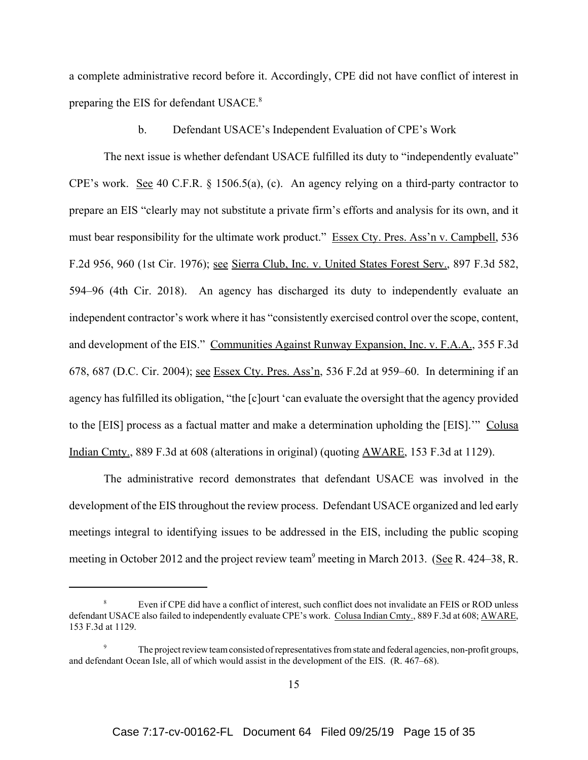a complete administrative record before it. Accordingly, CPE did not have conflict of interest in preparing the EIS for defendant USACE.[8]

b. Defendant USACE's Independent Evaluation of CPE's Work

The next issue is whether defendant USACE fulfilled its duty to "independently evaluate" CPE's work. See 40 C.F.R. § 1506.5(a), (c). An agency relying on a third-party contractor to prepare an EIS "clearly may not substitute a private firm's efforts and analysis for its own, and it must bear responsibility for the ultimate work product." Essex Cty. Pres. Ass'n v. Campbell, 536 F.2d 956, 960 (1st Cir. 1976); see Sierra Club, Inc. v. United States Forest Serv., 897 F.3d 582, 594–96 (4th Cir. 2018). An agency has discharged its duty to independently evaluate an independent contractor's work where it has "consistently exercised control over the scope, content, and development of the EIS." Communities Against Runway Expansion, Inc. v. F.A.A., 355 F.3d 678, 687 (D.C. Cir. 2004); see Essex Cty. Pres. Ass'n, 536 F.2d at 959–60. In determining if an agency has fulfilled its obligation, "the [c]ourt 'can evaluate the oversight that the agency provided to the [EIS] process as a factual matter and make a determination upholding the [EIS].'" Colusa Indian Cmty., 889 F.3d at 608 (alterations in original) (quoting AWARE, 153 F.3d at 1129).

The administrative record demonstrates that defendant USACE was involved in the development of the EIS throughout the review process. Defendant USACE organized and led early meetings integral to identifying issues to be addressed in the EIS, including the public scoping meeting in October 2012 and the project review team[9] meeting in March 2013. (See R. 424–38, R.

---

[8] Even if CPE did have a conflict of interest, such conflict does not invalidate an FEIS or ROD unless defendant USACE also failed to independently evaluate CPE's work. Colusa Indian Cmty., 889 F.3d at 608; AWARE, 153 F.3d at 1129.

[9] The project review team consisted of representatives from state and federal agencies, non-profit groups, and defendant Ocean Isle, all of which would assist in the development of the EIS. (R. 467–68).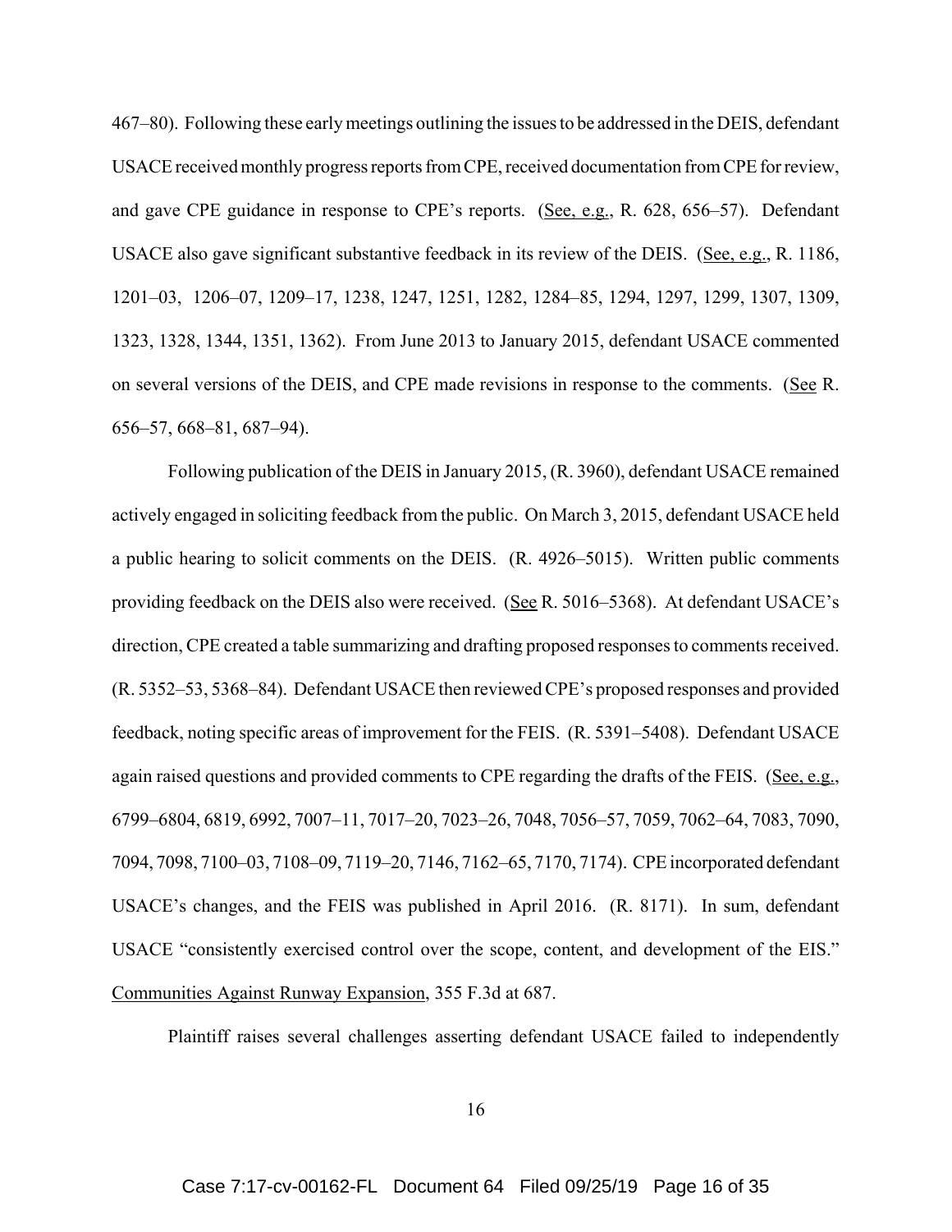467–80). Following these early meetings outlining the issues to be addressed in the DEIS, defendant USACE received monthly progress reports from CPE, received documentation from CPE for review, and gave CPE guidance in response to CPE's reports. (See, e.g., R. 628, 656–57). Defendant USACE also gave significant substantive feedback in its review of the DEIS. (See, e.g., R. 1186, 1201–03, 1206–07, 1209–17, 1238, 1247, 1251, 1282, 1284–85, 1294, 1297, 1299, 1307, 1309, 1323, 1328, 1344, 1351, 1362). From June 2013 to January 2015, defendant USACE commented on several versions of the DEIS, and CPE made revisions in response to the comments. (See R. 656–57, 668–81, 687–94).

Following publication of the DEIS in January 2015, (R. 3960), defendant USACE remained actively engaged in soliciting feedback from the public. On March 3, 2015, defendant USACE held a public hearing to solicit comments on the DEIS. (R. 4926–5015). Written public comments providing feedback on the DEIS also were received. (See R. 5016–5368). At defendant USACE's direction, CPE created a table summarizing and drafting proposed responses to comments received. (R. 5352–53, 5368–84). Defendant USACE then reviewed CPE's proposed responses and provided feedback, noting specific areas of improvement for the FEIS. (R. 5391–5408). Defendant USACE again raised questions and provided comments to CPE regarding the drafts of the FEIS. (See, e.g., 6799–6804, 6819, 6992, 7007–11, 7017–20, 7023–26, 7048, 7056–57, 7059, 7062–64, 7083, 7090, 7094, 7098, 7100–03, 7108–09, 7119–20, 7146, 7162–65, 7170, 7174). CPE incorporated defendant USACE's changes, and the FEIS was published in April 2016. (R. 8171). In sum, defendant USACE "consistently exercised control over the scope, content, and development of the EIS." Communities Against Runway Expansion, 355 F.3d at 687.

Plaintiff raises several challenges asserting defendant USACE failed to independently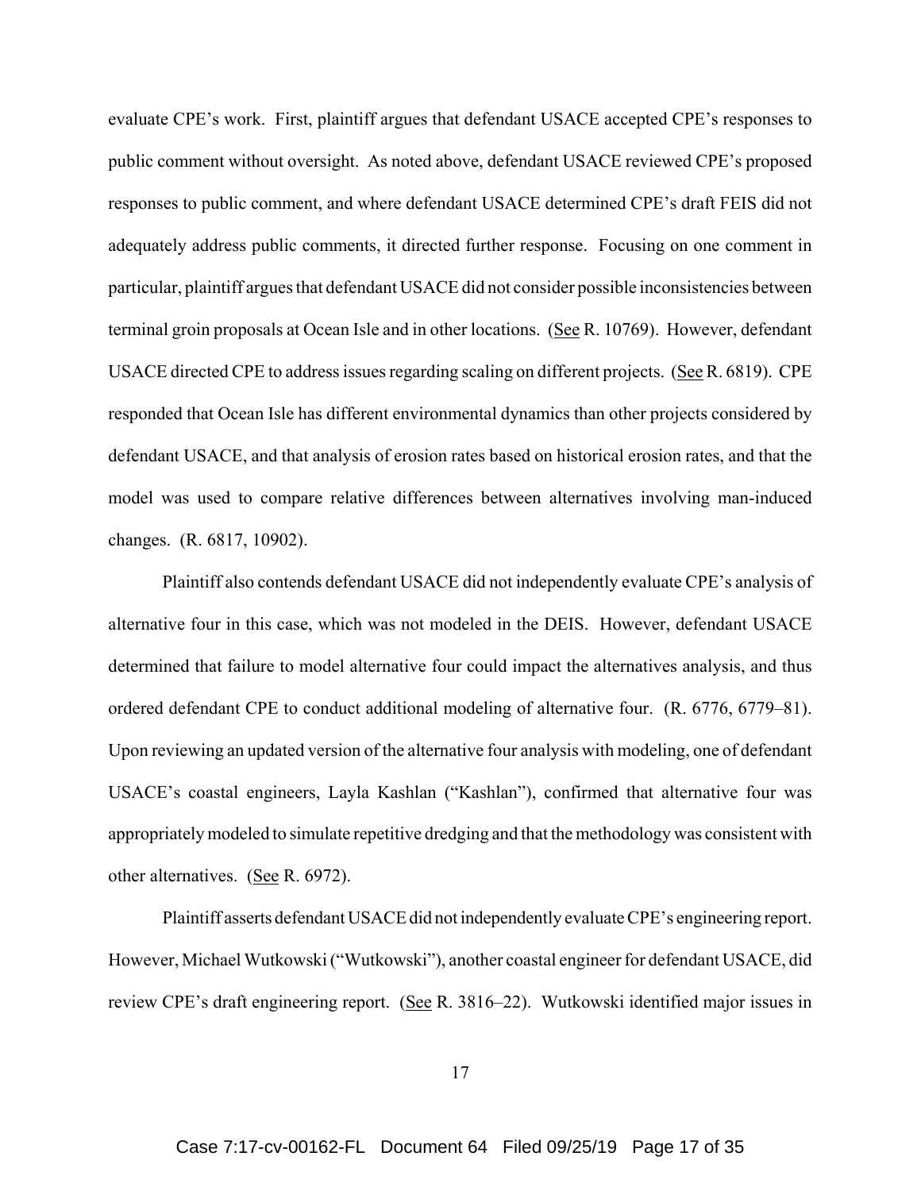evaluate CPE's work. First, plaintiff argues that defendant USACE accepted CPE's responses to public comment without oversight. As noted above, defendant USACE reviewed CPE's proposed responses to public comment, and where defendant USACE determined CPE's draft FEIS did not adequately address public comments, it directed further response. Focusing on one comment in particular, plaintiff argues that defendant USACE did not consider possible inconsistencies between terminal groin proposals at Ocean Isle and in other locations. (See R. 10769). However, defendant USACE directed CPE to address issues regarding scaling on different projects. (See R. 6819). CPE responded that Ocean Isle has different environmental dynamics than other projects considered by defendant USACE, and that analysis of erosion rates based on historical erosion rates, and that the model was used to compare relative differences between alternatives involving man-induced changes. (R. 6817, 10902).

Plaintiff also contends defendant USACE did not independently evaluate CPE's analysis of alternative four in this case, which was not modeled in the DEIS. However, defendant USACE determined that failure to model alternative four could impact the alternatives analysis, and thus ordered defendant CPE to conduct additional modeling of alternative four. (R. 6776, 6779–81). Upon reviewing an updated version of the alternative four analysis with modeling, one of defendant USACE's coastal engineers, Layla Kashlan ("Kashlan"), confirmed that alternative four was appropriately modeled to simulate repetitive dredging and that the methodology was consistent with other alternatives. (See R. 6972).

Plaintiff asserts defendant USACE did not independently evaluate CPE's engineering report. However, Michael Wutkowski ("Wutkowski"), another coastal engineer for defendant USACE, did review CPE's draft engineering report. (See R. 3816–22). Wutkowski identified major issues in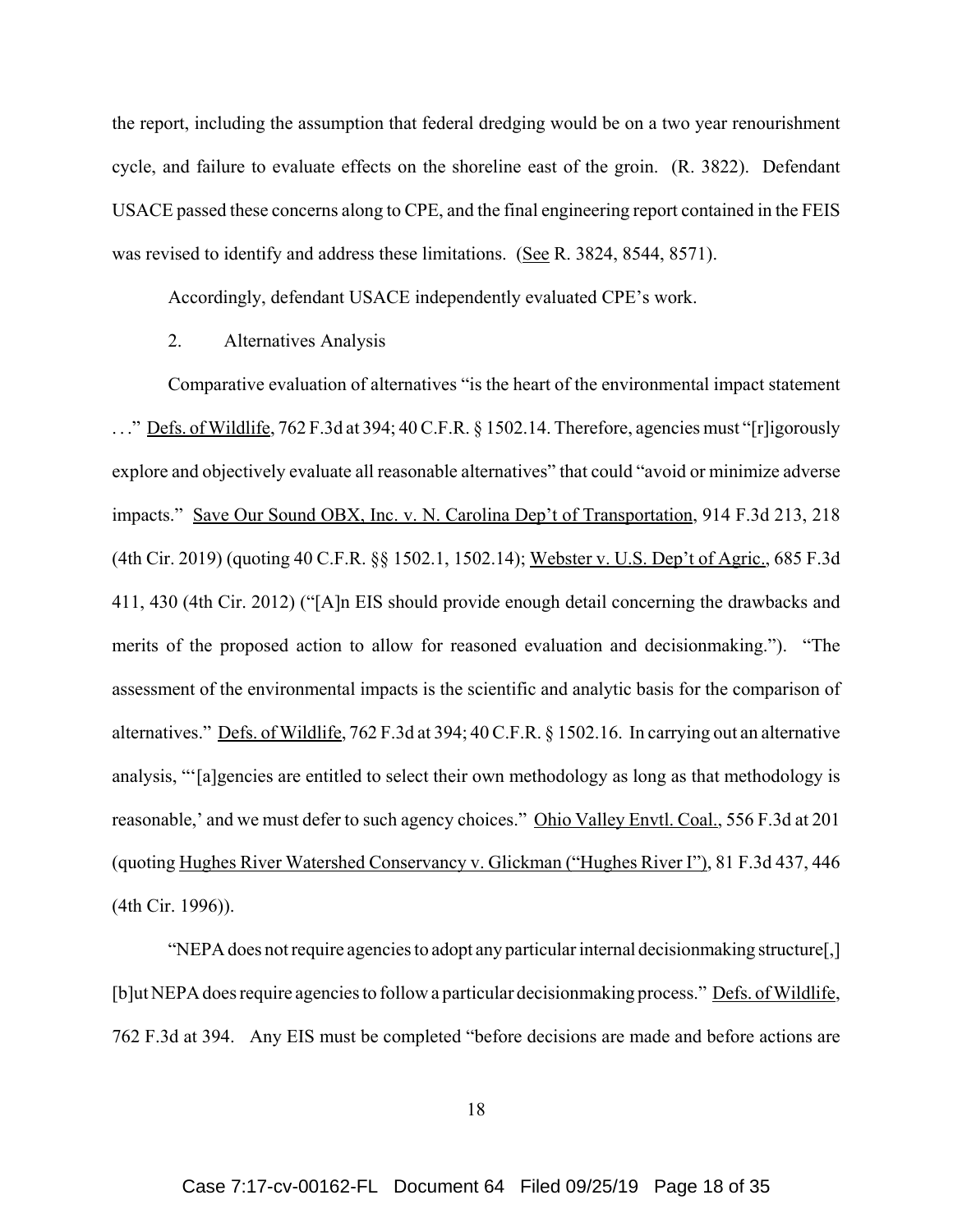the report, including the assumption that federal dredging would be on a two year renourishment cycle, and failure to evaluate effects on the shoreline east of the groin. (R. 3822). Defendant USACE passed these concerns along to CPE, and the final engineering report contained in the FEIS was revised to identify and address these limitations. (See R. 3824, 8544, 8571).

Accordingly, defendant USACE independently evaluated CPE's work.

2. Alternatives Analysis

Comparative evaluation of alternatives "is the heart of the environmental impact statement . . ." Defs. of Wildlife, 762 F.3d at 394; 40 C.F.R. § 1502.14. Therefore, agencies must "[r]igorously explore and objectively evaluate all reasonable alternatives" that could "avoid or minimize adverse impacts." Save Our Sound OBX, Inc. v. N. Carolina Dep't of Transportation, 914 F.3d 213, 218 (4th Cir. 2019) (quoting 40 C.F.R. §§ 1502.1, 1502.14); Webster v. U.S. Dep't of Agric., 685 F.3d 411, 430 (4th Cir. 2012) ("[A]n EIS should provide enough detail concerning the drawbacks and merits of the proposed action to allow for reasoned evaluation and decisionmaking."). "The assessment of the environmental impacts is the scientific and analytic basis for the comparison of alternatives." Defs. of Wildlife, 762 F.3d at 394; 40 C.F.R. § 1502.16. In carrying out an alternative analysis, "'[a]gencies are entitled to select their own methodology as long as that methodology is reasonable,' and we must defer to such agency choices." Ohio Valley Envtl. Coal., 556 F.3d at 201 (quoting Hughes River Watershed Conservancy v. Glickman ("Hughes River I"), 81 F.3d 437, 446 (4th Cir. 1996)).

"NEPA does not require agencies to adopt any particular internal decisionmaking structure[,] [b]ut NEPA does require agencies to follow a particular decisionmaking process." Defs. of Wildlife, 762 F.3d at 394. Any EIS must be completed "before decisions are made and before actions are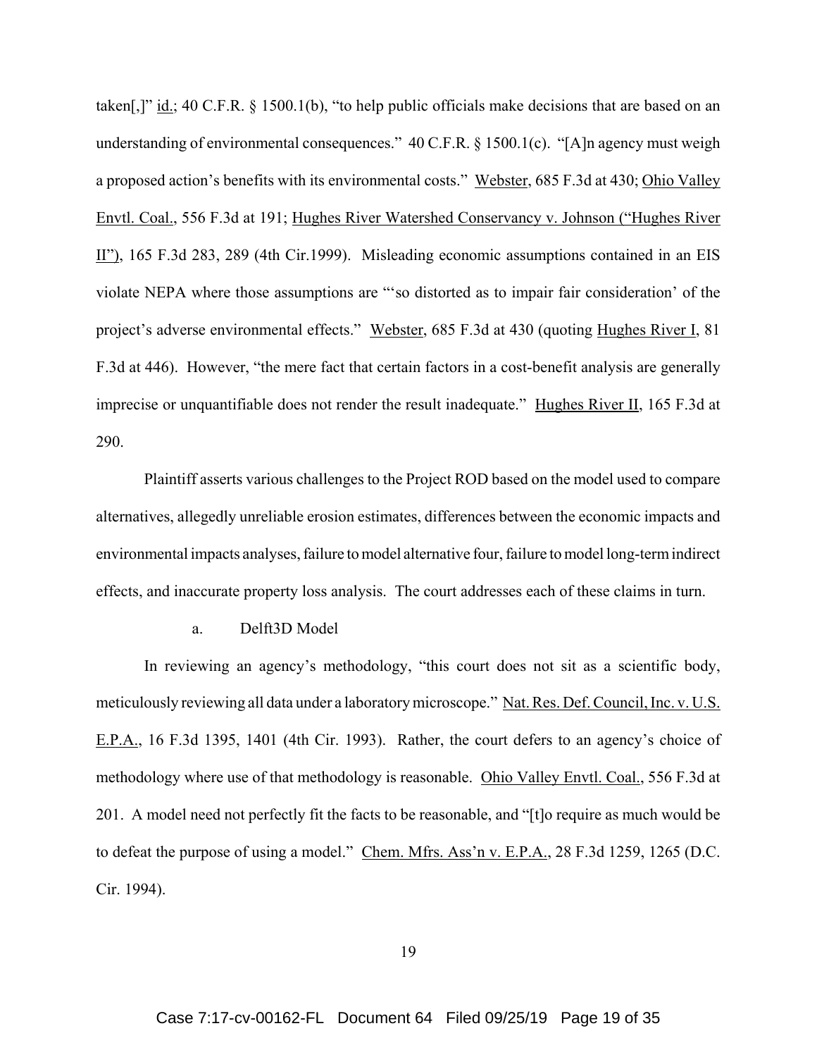taken[,]" id.; 40 C.F.R. § 1500.1(b), "to help public officials make decisions that are based on an understanding of environmental consequences." 40 C.F.R. § 1500.1(c). "[A]n agency must weigh a proposed action's benefits with its environmental costs." Webster, 685 F.3d at 430; Ohio Valley Envtl. Coal., 556 F.3d at 191; Hughes River Watershed Conservancy v. Johnson ("Hughes River II"), 165 F.3d 283, 289 (4th Cir.1999). Misleading economic assumptions contained in an EIS violate NEPA where those assumptions are "'so distorted as to impair fair consideration' of the project's adverse environmental effects." Webster, 685 F.3d at 430 (quoting Hughes River I, 81 F.3d at 446). However, "the mere fact that certain factors in a cost-benefit analysis are generally imprecise or unquantifiable does not render the result inadequate." Hughes River II, 165 F.3d at 290.

Plaintiff asserts various challenges to the Project ROD based on the model used to compare alternatives, allegedly unreliable erosion estimates, differences between the economic impacts and environmental impacts analyses, failure to model alternative four, failure to model long-term indirect effects, and inaccurate property loss analysis. The court addresses each of these claims in turn.

a. Delft3D Model

In reviewing an agency's methodology, "this court does not sit as a scientific body, meticulously reviewing all data under a laboratory microscope." Nat. Res. Def. Council, Inc. v. U.S. E.P.A., 16 F.3d 1395, 1401 (4th Cir. 1993). Rather, the court defers to an agency's choice of methodology where use of that methodology is reasonable. Ohio Valley Envtl. Coal., 556 F.3d at 201. A model need not perfectly fit the facts to be reasonable, and "[t]o require as much would be to defeat the purpose of using a model." Chem. Mfrs. Ass'n v. E.P.A., 28 F.3d 1259, 1265 (D.C. Cir. 1994).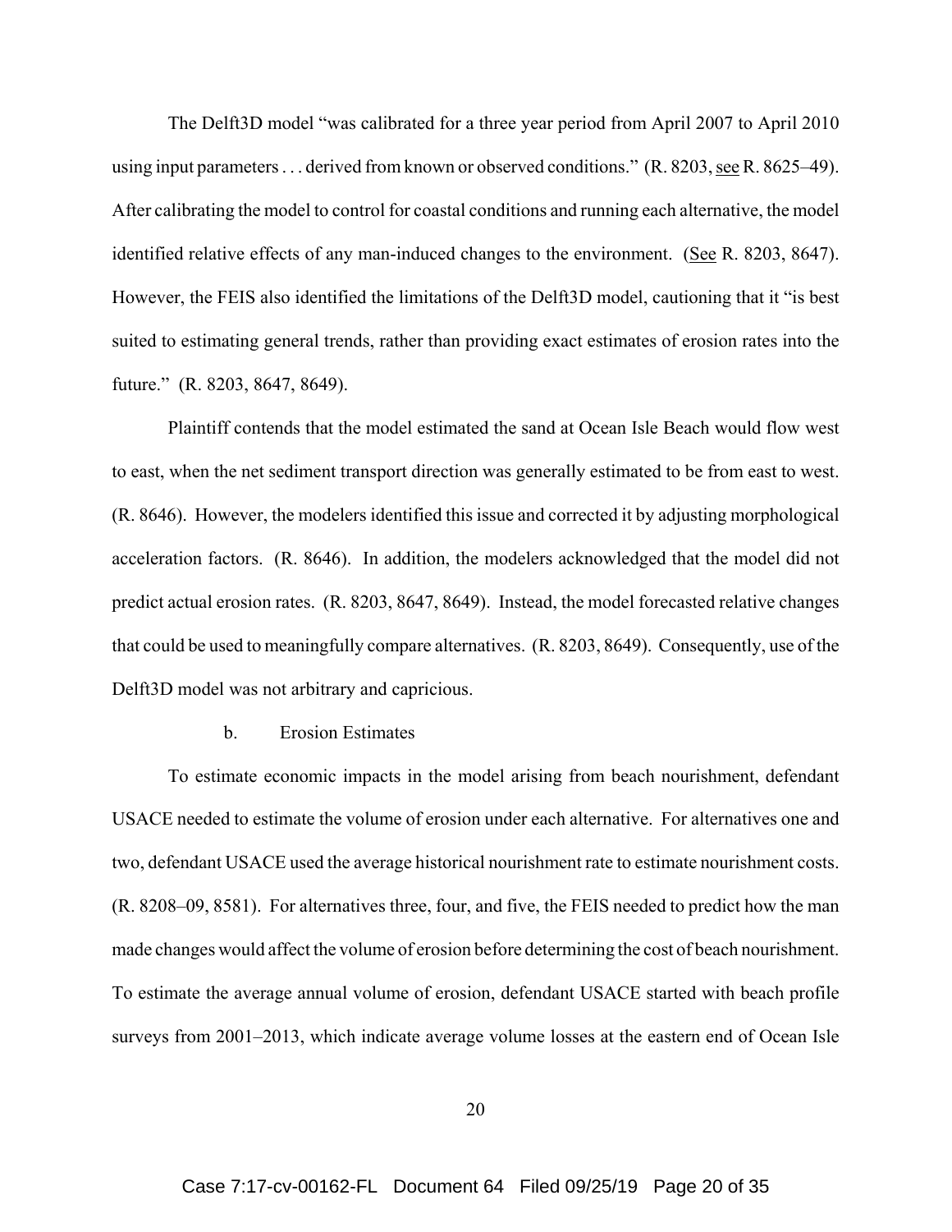The Delft3D model "was calibrated for a three year period from April 2007 to April 2010 using input parameters . . . derived from known or observed conditions." (R. 8203, see R. 8625–49). After calibrating the model to control for coastal conditions and running each alternative, the model identified relative effects of any man-induced changes to the environment. (See R. 8203, 8647). However, the FEIS also identified the limitations of the Delft3D model, cautioning that it "is best suited to estimating general trends, rather than providing exact estimates of erosion rates into the future." (R. 8203, 8647, 8649).

Plaintiff contends that the model estimated the sand at Ocean Isle Beach would flow west to east, when the net sediment transport direction was generally estimated to be from east to west. (R. 8646). However, the modelers identified this issue and corrected it by adjusting morphological acceleration factors. (R. 8646). In addition, the modelers acknowledged that the model did not predict actual erosion rates. (R. 8203, 8647, 8649). Instead, the model forecasted relative changes that could be used to meaningfully compare alternatives. (R. 8203, 8649). Consequently, use of the Delft3D model was not arbitrary and capricious.

b. Erosion Estimates

To estimate economic impacts in the model arising from beach nourishment, defendant USACE needed to estimate the volume of erosion under each alternative. For alternatives one and two, defendant USACE used the average historical nourishment rate to estimate nourishment costs. (R. 8208–09, 8581). For alternatives three, four, and five, the FEIS needed to predict how the man made changes would affect the volume of erosion before determining the cost of beach nourishment. To estimate the average annual volume of erosion, defendant USACE started with beach profile surveys from 2001–2013, which indicate average volume losses at the eastern end of Ocean Isle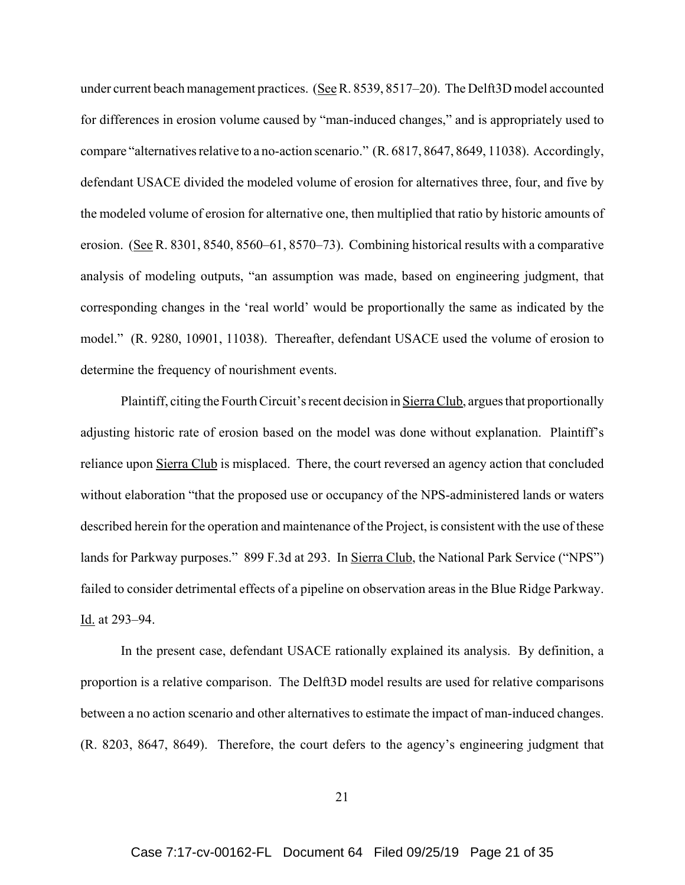under current beach management practices. (See R. 8539, 8517–20). The Delft3D model accounted for differences in erosion volume caused by "man-induced changes," and is appropriately used to compare "alternatives relative to a no-action scenario." (R. 6817, 8647, 8649, 11038). Accordingly, defendant USACE divided the modeled volume of erosion for alternatives three, four, and five by the modeled volume of erosion for alternative one, then multiplied that ratio by historic amounts of erosion. (See R. 8301, 8540, 8560–61, 8570–73). Combining historical results with a comparative analysis of modeling outputs, "an assumption was made, based on engineering judgment, that corresponding changes in the 'real world' would be proportionally the same as indicated by the model." (R. 9280, 10901, 11038). Thereafter, defendant USACE used the volume of erosion to determine the frequency of nourishment events.

Plaintiff, citing the Fourth Circuit's recent decision in Sierra Club, argues that proportionally adjusting historic rate of erosion based on the model was done without explanation. Plaintiff's reliance upon Sierra Club is misplaced. There, the court reversed an agency action that concluded without elaboration "that the proposed use or occupancy of the NPS-administered lands or waters described herein for the operation and maintenance of the Project, is consistent with the use of these lands for Parkway purposes." 899 F.3d at 293. In Sierra Club, the National Park Service ("NPS") failed to consider detrimental effects of a pipeline on observation areas in the Blue Ridge Parkway. Id. at 293–94.

In the present case, defendant USACE rationally explained its analysis. By definition, a proportion is a relative comparison. The Delft3D model results are used for relative comparisons between a no action scenario and other alternatives to estimate the impact of man-induced changes. (R. 8203, 8647, 8649). Therefore, the court defers to the agency's engineering judgment that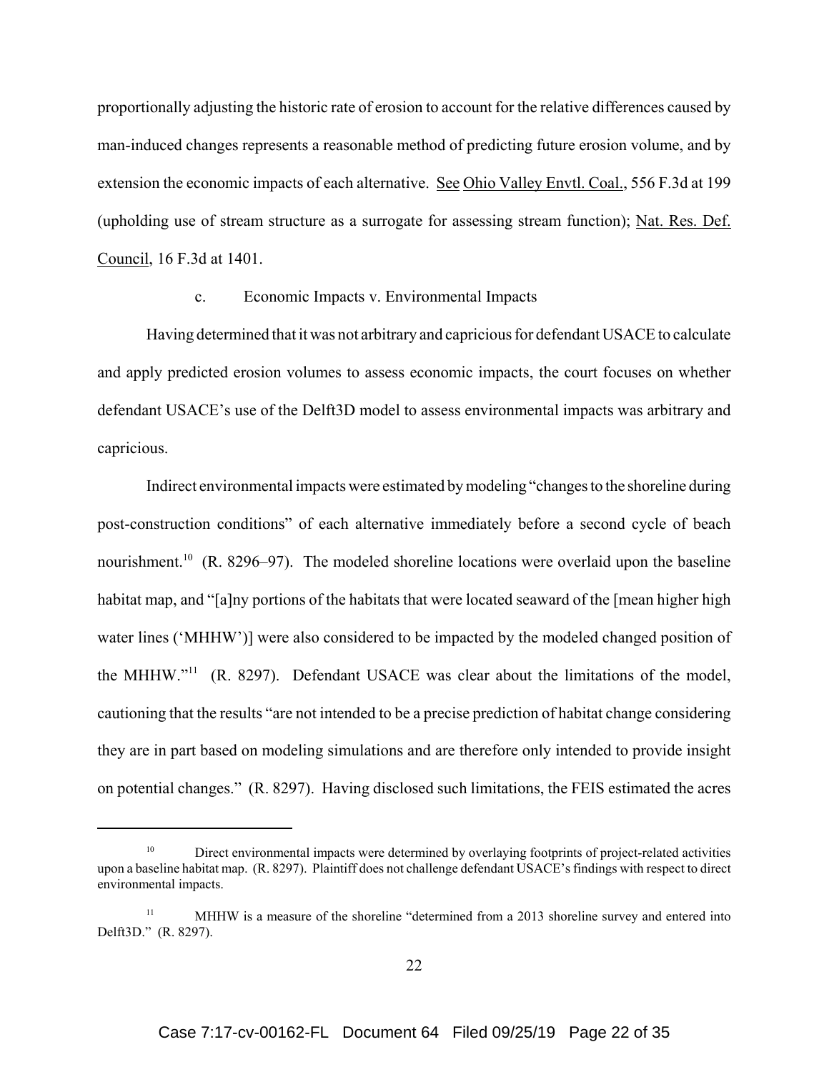proportionally adjusting the historic rate of erosion to account for the relative differences caused by man-induced changes represents a reasonable method of predicting future erosion volume, and by extension the economic impacts of each alternative. See Ohio Valley Envtl. Coal., 556 F.3d at 199 (upholding use of stream structure as a surrogate for assessing stream function); Nat. Res. Def. Council, 16 F.3d at 1401.

c. Economic Impacts v. Environmental Impacts

Having determined that it was not arbitrary and capricious for defendant USACE to calculate and apply predicted erosion volumes to assess economic impacts, the court focuses on whether defendant USACE's use of the Delft3D model to assess environmental impacts was arbitrary and capricious.

Indirect environmental impacts were estimated by modeling "changes to the shoreline during post-construction conditions" of each alternative immediately before a second cycle of beach nourishment.[10] (R. 8296–97). The modeled shoreline locations were overlaid upon the baseline habitat map, and "[a]ny portions of the habitats that were located seaward of the [mean higher high water lines ('MHHW')] were also considered to be impacted by the modeled changed position of the MHHW."[11] (R. 8297). Defendant USACE was clear about the limitations of the model, cautioning that the results "are not intended to be a precise prediction of habitat change considering they are in part based on modeling simulations and are therefore only intended to provide insight on potential changes." (R. 8297). Having disclosed such limitations, the FEIS estimated the acres

---

[10] Direct environmental impacts were determined by overlaying footprints of project-related activities upon a baseline habitat map. (R. 8297). Plaintiff does not challenge defendant USACE's findings with respect to direct environmental impacts.

[11] MHHW is a measure of the shoreline "determined from a 2013 shoreline survey and entered into Delft3D." (R. 8297).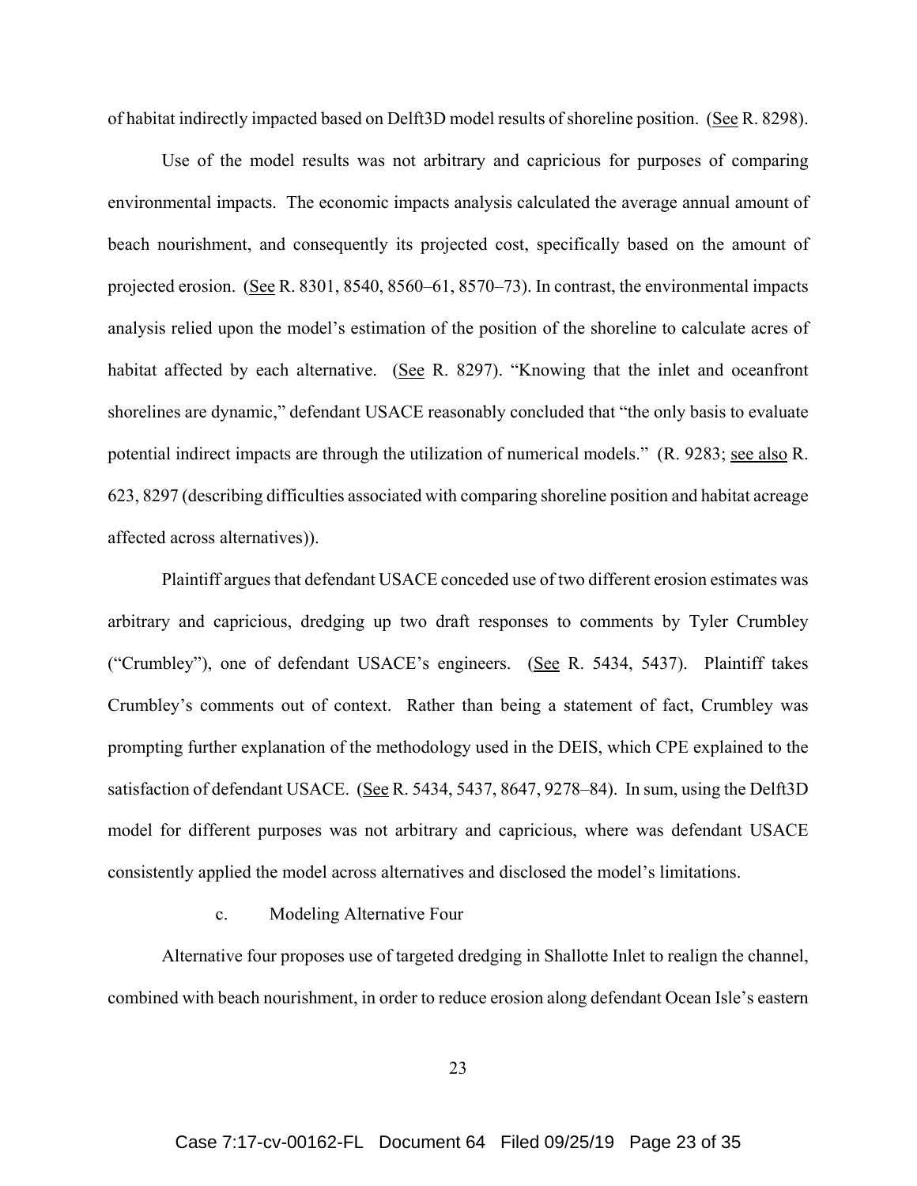of habitat indirectly impacted based on Delft3D model results of shoreline position. (See R. 8298).

Use of the model results was not arbitrary and capricious for purposes of comparing environmental impacts. The economic impacts analysis calculated the average annual amount of beach nourishment, and consequently its projected cost, specifically based on the amount of projected erosion. (See R. 8301, 8540, 8560–61, 8570–73). In contrast, the environmental impacts analysis relied upon the model's estimation of the position of the shoreline to calculate acres of habitat affected by each alternative. (See R. 8297). "Knowing that the inlet and oceanfront shorelines are dynamic," defendant USACE reasonably concluded that "the only basis to evaluate potential indirect impacts are through the utilization of numerical models." (R. 9283; see also R. 623, 8297 (describing difficulties associated with comparing shoreline position and habitat acreage affected across alternatives)).

Plaintiff argues that defendant USACE conceded use of two different erosion estimates was arbitrary and capricious, dredging up two draft responses to comments by Tyler Crumbley ("Crumbley"), one of defendant USACE's engineers. (See R. 5434, 5437). Plaintiff takes Crumbley's comments out of context. Rather than being a statement of fact, Crumbley was prompting further explanation of the methodology used in the DEIS, which CPE explained to the satisfaction of defendant USACE. (See R. 5434, 5437, 8647, 9278–84). In sum, using the Delft3D model for different purposes was not arbitrary and capricious, where was defendant USACE consistently applied the model across alternatives and disclosed the model's limitations.

c. Modeling Alternative Four

Alternative four proposes use of targeted dredging in Shallotte Inlet to realign the channel, combined with beach nourishment, in order to reduce erosion along defendant Ocean Isle's eastern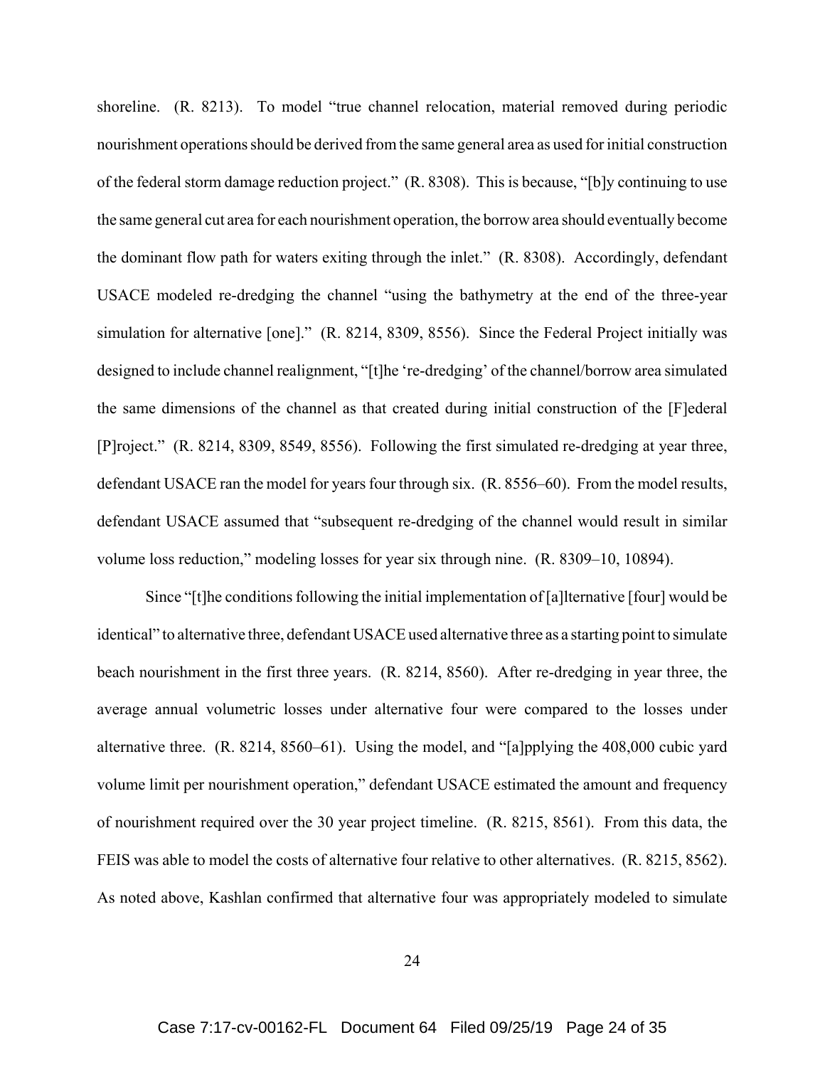shoreline. (R. 8213). To model "true channel relocation, material removed during periodic nourishment operations should be derived from the same general area as used for initial construction of the federal storm damage reduction project." (R. 8308). This is because, "[b]y continuing to use the same general cut area for each nourishment operation, the borrow area should eventually become the dominant flow path for waters exiting through the inlet." (R. 8308). Accordingly, defendant USACE modeled re-dredging the channel "using the bathymetry at the end of the three-year simulation for alternative [one]." (R. 8214, 8309, 8556). Since the Federal Project initially was designed to include channel realignment, "[t]he 're-dredging' of the channel/borrow area simulated the same dimensions of the channel as that created during initial construction of the [F]ederal [P]roject." (R. 8214, 8309, 8549, 8556). Following the first simulated re-dredging at year three, defendant USACE ran the model for years four through six. (R. 8556–60). From the model results, defendant USACE assumed that "subsequent re-dredging of the channel would result in similar volume loss reduction," modeling losses for year six through nine. (R. 8309–10, 10894).

Since "[t]he conditions following the initial implementation of [a]lternative [four] would be identical" to alternative three, defendant USACE used alternative three as a starting point to simulate beach nourishment in the first three years. (R. 8214, 8560). After re-dredging in year three, the average annual volumetric losses under alternative four were compared to the losses under alternative three. (R. 8214, 8560–61). Using the model, and "[a]pplying the 408,000 cubic yard volume limit per nourishment operation," defendant USACE estimated the amount and frequency of nourishment required over the 30 year project timeline. (R. 8215, 8561). From this data, the FEIS was able to model the costs of alternative four relative to other alternatives. (R. 8215, 8562). As noted above, Kashlan confirmed that alternative four was appropriately modeled to simulate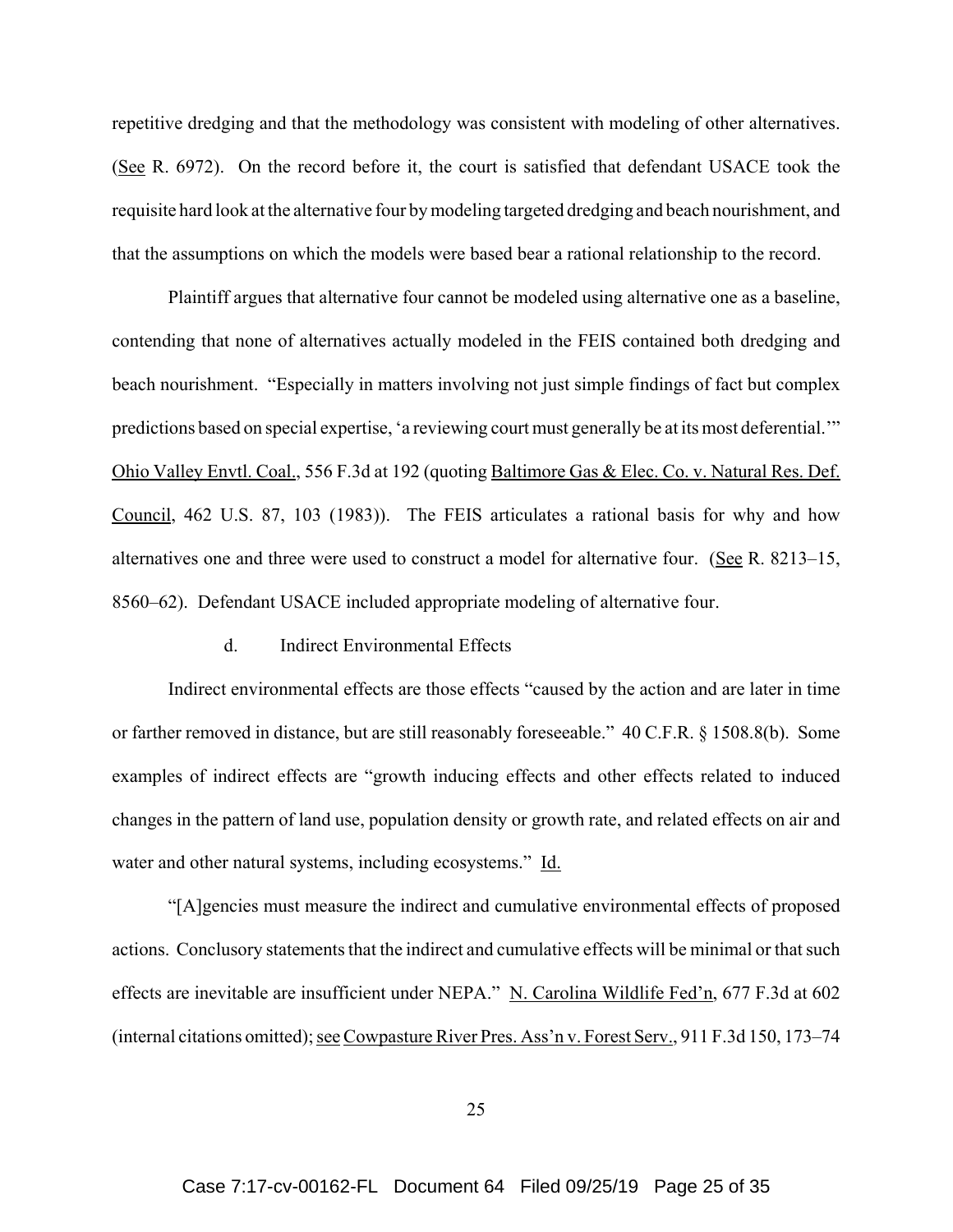repetitive dredging and that the methodology was consistent with modeling of other alternatives. (See R. 6972). On the record before it, the court is satisfied that defendant USACE took the requisite hard look at the alternative four by modeling targeted dredging and beach nourishment, and that the assumptions on which the models were based bear a rational relationship to the record.

Plaintiff argues that alternative four cannot be modeled using alternative one as a baseline, contending that none of alternatives actually modeled in the FEIS contained both dredging and beach nourishment. "Especially in matters involving not just simple findings of fact but complex predictions based on special expertise, 'a reviewing court must generally be at its most deferential.'" Ohio Valley Envtl. Coal., 556 F.3d at 192 (quoting Baltimore Gas & Elec. Co. v. Natural Res. Def. Council, 462 U.S. 87, 103 (1983)). The FEIS articulates a rational basis for why and how alternatives one and three were used to construct a model for alternative four. (See R. 8213–15, 8560–62). Defendant USACE included appropriate modeling of alternative four.

d. Indirect Environmental Effects

Indirect environmental effects are those effects "caused by the action and are later in time or farther removed in distance, but are still reasonably foreseeable." 40 C.F.R. § 1508.8(b). Some examples of indirect effects are "growth inducing effects and other effects related to induced changes in the pattern of land use, population density or growth rate, and related effects on air and water and other natural systems, including ecosystems." Id.

"[A]gencies must measure the indirect and cumulative environmental effects of proposed actions. Conclusory statements that the indirect and cumulative effects will be minimal or that such effects are inevitable are insufficient under NEPA." N. Carolina Wildlife Fed'n, 677 F.3d at 602 (internal citations omitted); see Cowpasture River Pres. Ass'n v. Forest Serv., 911 F.3d 150, 173–74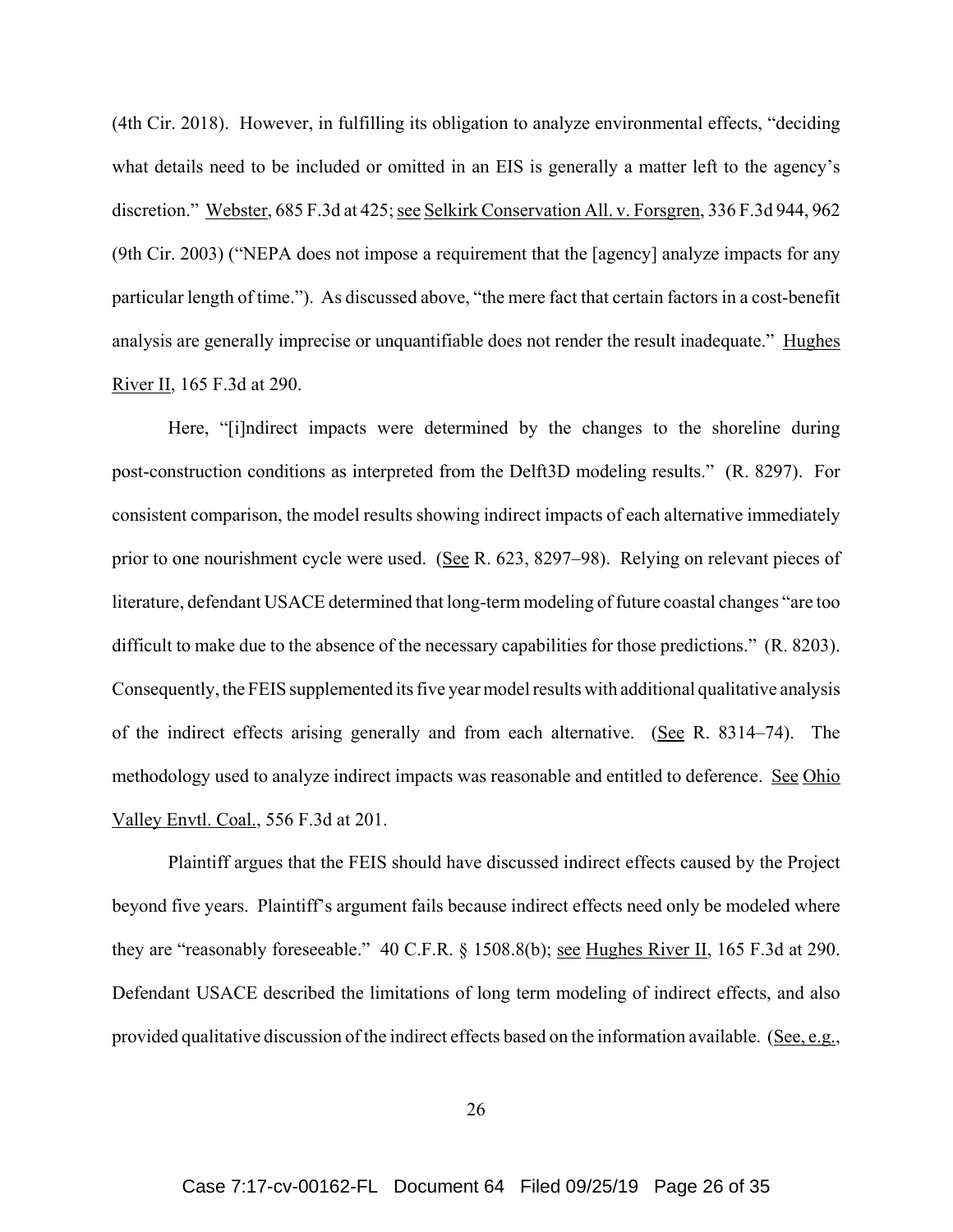(4th Cir. 2018). However, in fulfilling its obligation to analyze environmental effects, "deciding what details need to be included or omitted in an EIS is generally a matter left to the agency's discretion." Webster, 685 F.3d at 425; see Selkirk Conservation All. v. Forsgren, 336 F.3d 944, 962 (9th Cir. 2003) ("NEPA does not impose a requirement that the [agency] analyze impacts for any particular length of time."). As discussed above, "the mere fact that certain factors in a cost-benefit analysis are generally imprecise or unquantifiable does not render the result inadequate." Hughes River II, 165 F.3d at 290.

Here, "[i]ndirect impacts were determined by the changes to the shoreline during post-construction conditions as interpreted from the Delft3D modeling results." (R. 8297). For consistent comparison, the model results showing indirect impacts of each alternative immediately prior to one nourishment cycle were used. (See R. 623, 8297–98). Relying on relevant pieces of literature, defendant USACE determined that long-term modeling of future coastal changes "are too difficult to make due to the absence of the necessary capabilities for those predictions." (R. 8203). Consequently, the FEIS supplemented its five year model results with additional qualitative analysis of the indirect effects arising generally and from each alternative. (See R. 8314–74). The methodology used to analyze indirect impacts was reasonable and entitled to deference. See Ohio Valley Envtl. Coal., 556 F.3d at 201.

Plaintiff argues that the FEIS should have discussed indirect effects caused by the Project beyond five years. Plaintiff's argument fails because indirect effects need only be modeled where they are "reasonably foreseeable." 40 C.F.R. § 1508.8(b); see Hughes River II, 165 F.3d at 290. Defendant USACE described the limitations of long term modeling of indirect effects, and also provided qualitative discussion of the indirect effects based on the information available. (See, e.g.,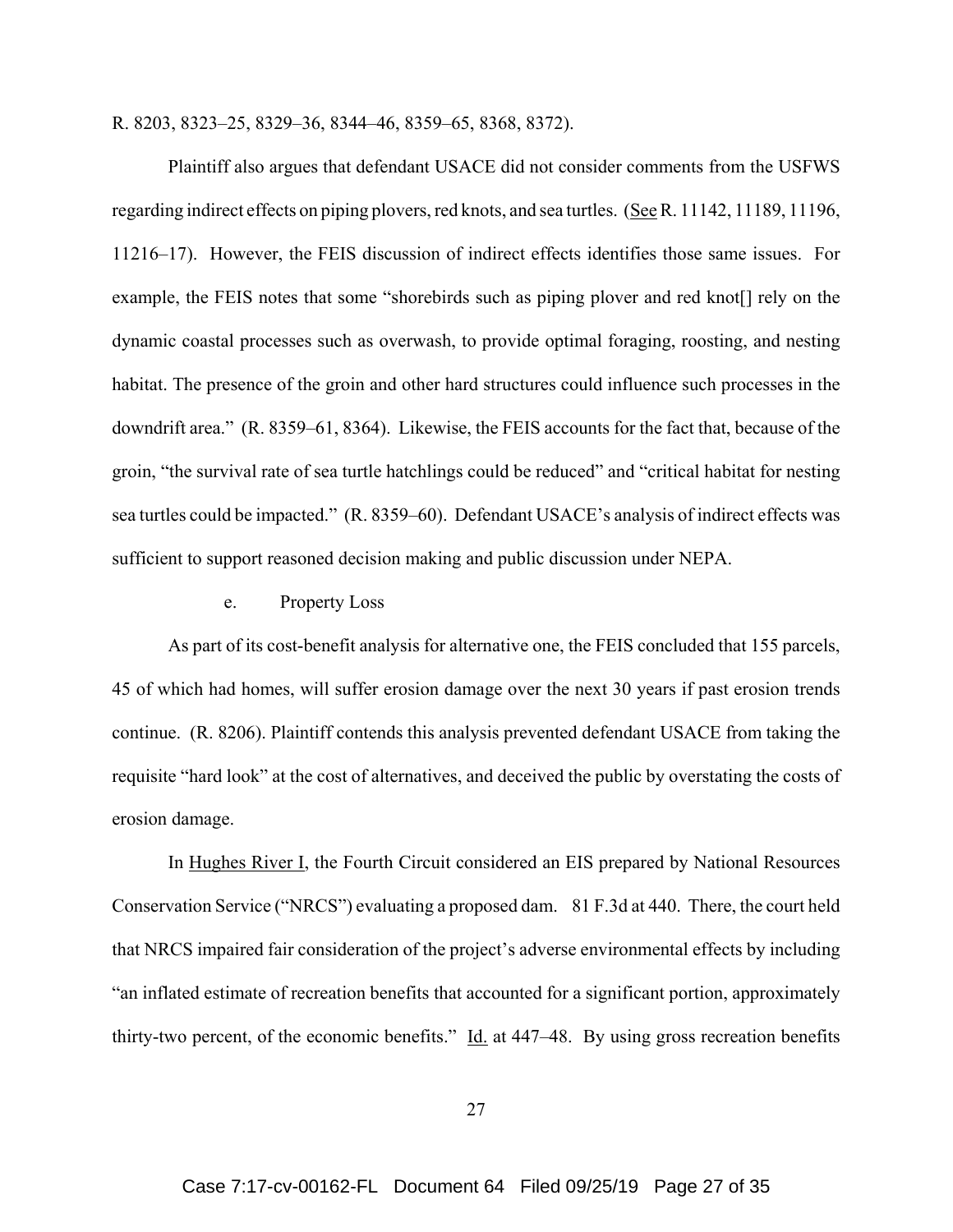R. 8203, 8323–25, 8329–36, 8344–46, 8359–65, 8368, 8372).

Plaintiff also argues that defendant USACE did not consider comments from the USFWS regarding indirect effects on piping plovers, red knots, and sea turtles. (See R. 11142, 11189, 11196, 11216–17). However, the FEIS discussion of indirect effects identifies those same issues. For example, the FEIS notes that some "shorebirds such as piping plover and red knot[] rely on the dynamic coastal processes such as overwash, to provide optimal foraging, roosting, and nesting habitat. The presence of the groin and other hard structures could influence such processes in the downdrift area." (R. 8359–61, 8364). Likewise, the FEIS accounts for the fact that, because of the groin, "the survival rate of sea turtle hatchlings could be reduced" and "critical habitat for nesting sea turtles could be impacted." (R. 8359–60). Defendant USACE's analysis of indirect effects was sufficient to support reasoned decision making and public discussion under NEPA.

e. Property Loss

As part of its cost-benefit analysis for alternative one, the FEIS concluded that 155 parcels, 45 of which had homes, will suffer erosion damage over the next 30 years if past erosion trends continue. (R. 8206). Plaintiff contends this analysis prevented defendant USACE from taking the requisite "hard look" at the cost of alternatives, and deceived the public by overstating the costs of erosion damage.

In Hughes River I, the Fourth Circuit considered an EIS prepared by National Resources Conservation Service ("NRCS") evaluating a proposed dam. 81 F.3d at 440. There, the court held that NRCS impaired fair consideration of the project's adverse environmental effects by including "an inflated estimate of recreation benefits that accounted for a significant portion, approximately thirty-two percent, of the economic benefits." Id. at 447–48. By using gross recreation benefits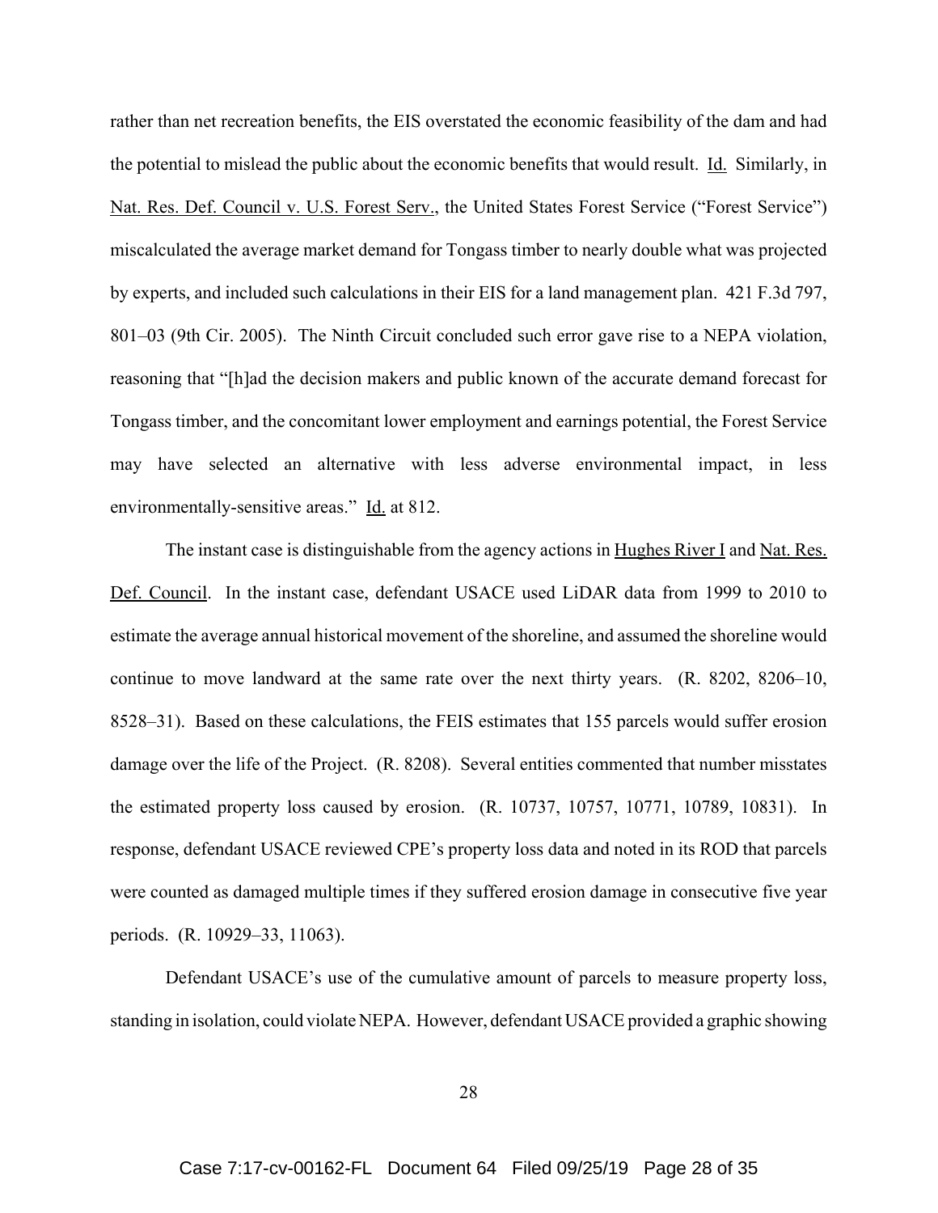rather than net recreation benefits, the EIS overstated the economic feasibility of the dam and had the potential to mislead the public about the economic benefits that would result. Id. Similarly, in Nat. Res. Def. Council v. U.S. Forest Serv., the United States Forest Service ("Forest Service") miscalculated the average market demand for Tongass timber to nearly double what was projected by experts, and included such calculations in their EIS for a land management plan. 421 F.3d 797, 801–03 (9th Cir. 2005). The Ninth Circuit concluded such error gave rise to a NEPA violation, reasoning that "[h]ad the decision makers and public known of the accurate demand forecast for Tongass timber, and the concomitant lower employment and earnings potential, the Forest Service may have selected an alternative with less adverse environmental impact, in less environmentally-sensitive areas." Id. at 812.

The instant case is distinguishable from the agency actions in Hughes River I and Nat. Res. Def. Council. In the instant case, defendant USACE used LiDAR data from 1999 to 2010 to estimate the average annual historical movement of the shoreline, and assumed the shoreline would continue to move landward at the same rate over the next thirty years. (R. 8202, 8206–10, 8528–31). Based on these calculations, the FEIS estimates that 155 parcels would suffer erosion damage over the life of the Project. (R. 8208). Several entities commented that number misstates the estimated property loss caused by erosion. (R. 10737, 10757, 10771, 10789, 10831). In response, defendant USACE reviewed CPE's property loss data and noted in its ROD that parcels were counted as damaged multiple times if they suffered erosion damage in consecutive five year periods. (R. 10929–33, 11063).

Defendant USACE's use of the cumulative amount of parcels to measure property loss, standing in isolation, could violate NEPA. However, defendant USACE provided a graphic showing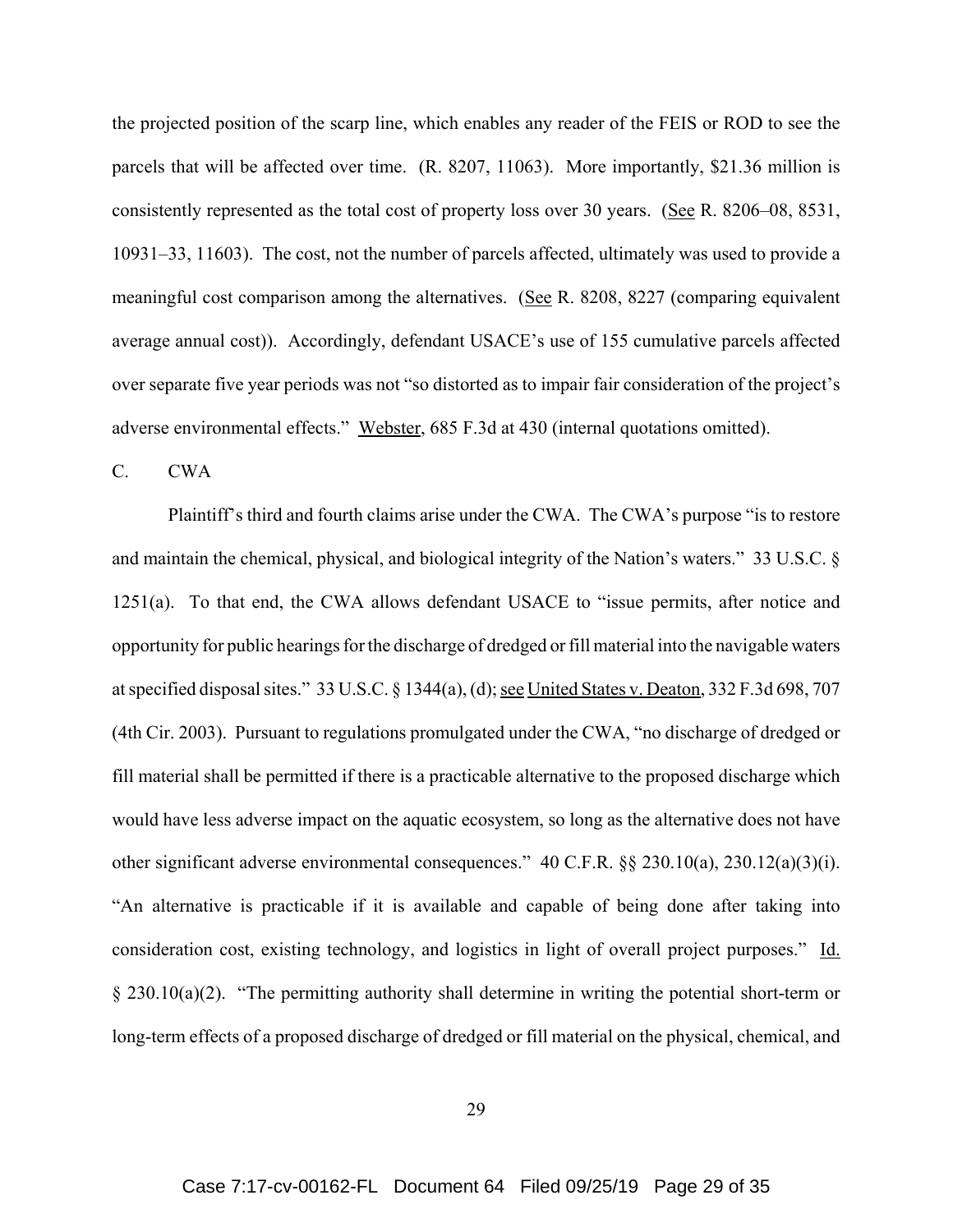the projected position of the scarp line, which enables any reader of the FEIS or ROD to see the parcels that will be affected over time. (R. 8207, 11063). More importantly, $21.36 million is consistently represented as the total cost of property loss over 30 years. (See R. 8206–08, 8531, 10931–33, 11603). The cost, not the number of parcels affected, ultimately was used to provide a meaningful cost comparison among the alternatives. (See R. 8208, 8227 (comparing equivalent average annual cost)). Accordingly, defendant USACE's use of 155 cumulative parcels affected over separate five year periods was not "so distorted as to impair fair consideration of the project's adverse environmental effects." Webster, 685 F.3d at 430 (internal quotations omitted).

C. CWA

Plaintiff's third and fourth claims arise under the CWA. The CWA's purpose "is to restore and maintain the chemical, physical, and biological integrity of the Nation's waters." 33 U.S.C. § 1251(a). To that end, the CWA allows defendant USACE to "issue permits, after notice and opportunity for public hearings for the discharge of dredged or fill material into the navigable waters at specified disposal sites." 33 U.S.C. § 1344(a), (d); see United States v. Deaton, 332 F.3d 698, 707 (4th Cir. 2003). Pursuant to regulations promulgated under the CWA, "no discharge of dredged or fill material shall be permitted if there is a practicable alternative to the proposed discharge which would have less adverse impact on the aquatic ecosystem, so long as the alternative does not have other significant adverse environmental consequences." 40 C.F.R. §§ 230.10(a), 230.12(a)(3)(i). "An alternative is practicable if it is available and capable of being done after taking into consideration cost, existing technology, and logistics in light of overall project purposes." Id. § 230.10(a)(2). "The permitting authority shall determine in writing the potential short-term or long-term effects of a proposed discharge of dredged or fill material on the physical, chemical, and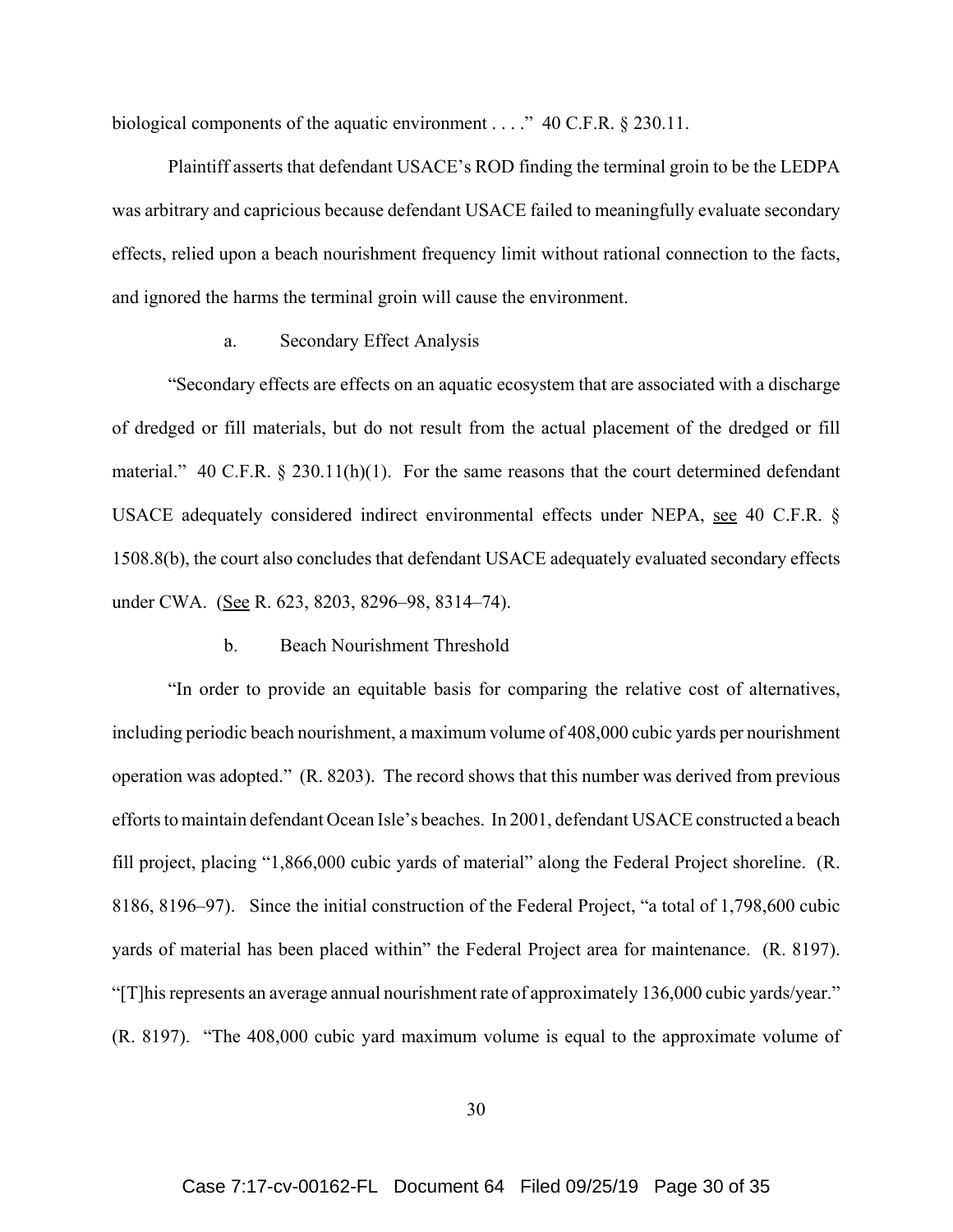biological components of the aquatic environment . . . ." 40 C.F.R. § 230.11.

Plaintiff asserts that defendant USACE's ROD finding the terminal groin to be the LEDPA was arbitrary and capricious because defendant USACE failed to meaningfully evaluate secondary effects, relied upon a beach nourishment frequency limit without rational connection to the facts, and ignored the harms the terminal groin will cause the environment.

a. Secondary Effect Analysis

"Secondary effects are effects on an aquatic ecosystem that are associated with a discharge of dredged or fill materials, but do not result from the actual placement of the dredged or fill material." 40 C.F.R. § 230.11(h)(1). For the same reasons that the court determined defendant USACE adequately considered indirect environmental effects under NEPA, see 40 C.F.R. § 1508.8(b), the court also concludes that defendant USACE adequately evaluated secondary effects under CWA. (See R. 623, 8203, 8296–98, 8314–74).

b. Beach Nourishment Threshold

"In order to provide an equitable basis for comparing the relative cost of alternatives, including periodic beach nourishment, a maximum volume of 408,000 cubic yards per nourishment operation was adopted." (R. 8203). The record shows that this number was derived from previous efforts to maintain defendant Ocean Isle's beaches. In 2001, defendant USACE constructed a beach fill project, placing "1,866,000 cubic yards of material" along the Federal Project shoreline. (R. 8186, 8196–97). Since the initial construction of the Federal Project, "a total of 1,798,600 cubic yards of material has been placed within" the Federal Project area for maintenance. (R. 8197). "[T]his represents an average annual nourishment rate of approximately 136,000 cubic yards/year." (R. 8197). "The 408,000 cubic yard maximum volume is equal to the approximate volume of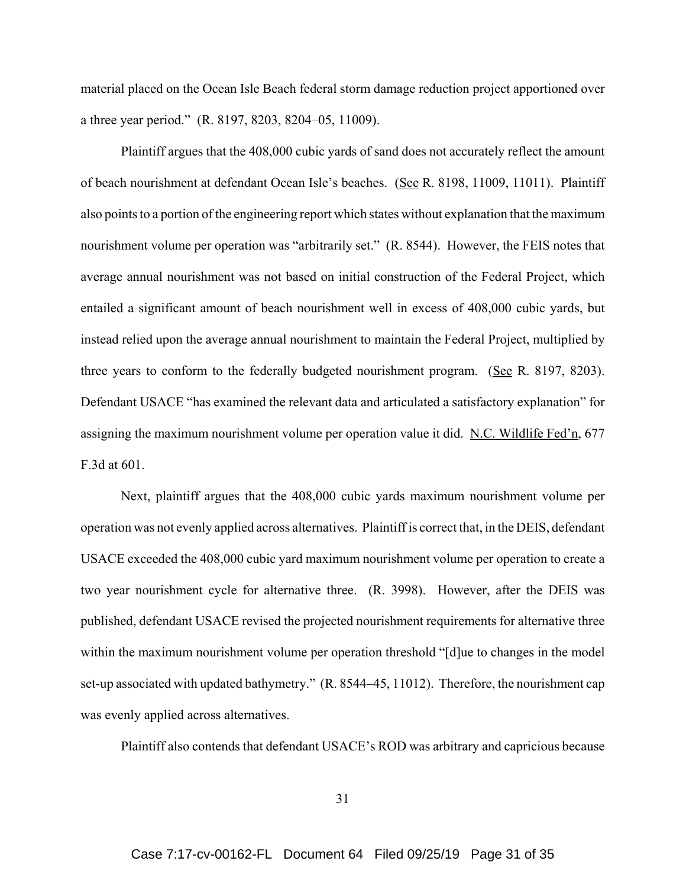material placed on the Ocean Isle Beach federal storm damage reduction project apportioned over a three year period." (R. 8197, 8203, 8204–05, 11009).

Plaintiff argues that the 408,000 cubic yards of sand does not accurately reflect the amount of beach nourishment at defendant Ocean Isle's beaches. (See R. 8198, 11009, 11011). Plaintiff also points to a portion of the engineering report which states without explanation that the maximum nourishment volume per operation was "arbitrarily set." (R. 8544). However, the FEIS notes that average annual nourishment was not based on initial construction of the Federal Project, which entailed a significant amount of beach nourishment well in excess of 408,000 cubic yards, but instead relied upon the average annual nourishment to maintain the Federal Project, multiplied by three years to conform to the federally budgeted nourishment program. (See R. 8197, 8203). Defendant USACE "has examined the relevant data and articulated a satisfactory explanation" for assigning the maximum nourishment volume per operation value it did. N.C. Wildlife Fed'n, 677 F.3d at 601.

Next, plaintiff argues that the 408,000 cubic yards maximum nourishment volume per operation was not evenly applied across alternatives. Plaintiff is correct that, in the DEIS, defendant USACE exceeded the 408,000 cubic yard maximum nourishment volume per operation to create a two year nourishment cycle for alternative three. (R. 3998). However, after the DEIS was published, defendant USACE revised the projected nourishment requirements for alternative three within the maximum nourishment volume per operation threshold "[d]ue to changes in the model set-up associated with updated bathymetry." (R. 8544–45, 11012). Therefore, the nourishment cap was evenly applied across alternatives.

Plaintiff also contends that defendant USACE's ROD was arbitrary and capricious because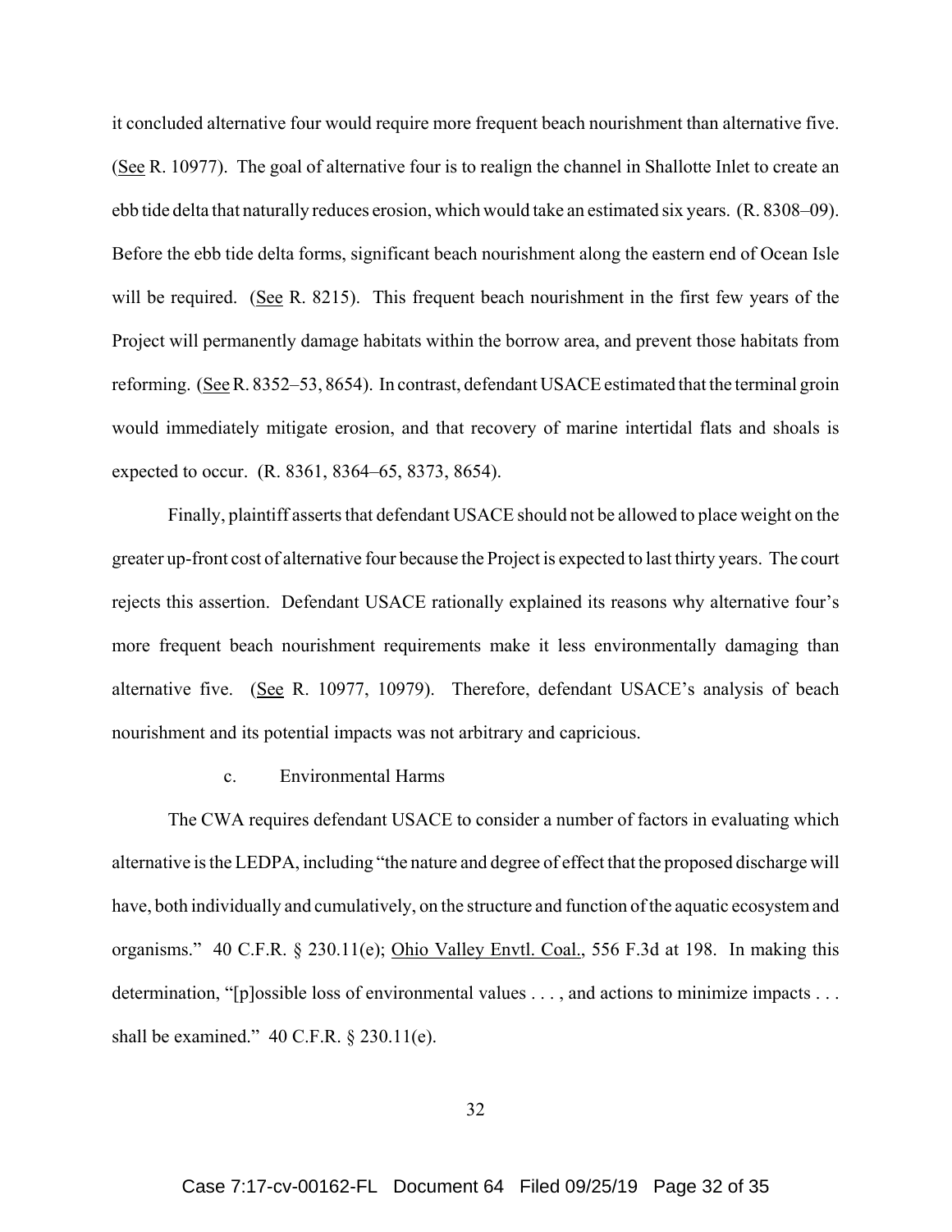it concluded alternative four would require more frequent beach nourishment than alternative five. (See R. 10977). The goal of alternative four is to realign the channel in Shallotte Inlet to create an ebb tide delta that naturally reduces erosion, which would take an estimated six years. (R. 8308–09). Before the ebb tide delta forms, significant beach nourishment along the eastern end of Ocean Isle will be required. (See R. 8215). This frequent beach nourishment in the first few years of the Project will permanently damage habitats within the borrow area, and prevent those habitats from reforming. (See R. 8352–53, 8654). In contrast, defendant USACE estimated that the terminal groin would immediately mitigate erosion, and that recovery of marine intertidal flats and shoals is expected to occur. (R. 8361, 8364–65, 8373, 8654).

Finally, plaintiff asserts that defendant USACE should not be allowed to place weight on the greater up-front cost of alternative four because the Project is expected to last thirty years. The court rejects this assertion. Defendant USACE rationally explained its reasons why alternative four's more frequent beach nourishment requirements make it less environmentally damaging than alternative five. (See R. 10977, 10979). Therefore, defendant USACE's analysis of beach nourishment and its potential impacts was not arbitrary and capricious.

c. Environmental Harms

The CWA requires defendant USACE to consider a number of factors in evaluating which alternative is the LEDPA, including "the nature and degree of effect that the proposed discharge will have, both individually and cumulatively, on the structure and function of the aquatic ecosystem and organisms." 40 C.F.R. § 230.11(e); Ohio Valley Envtl. Coal., 556 F.3d at 198. In making this determination, "[p]ossible loss of environmental values . . . , and actions to minimize impacts . . . shall be examined." 40 C.F.R. § 230.11(e).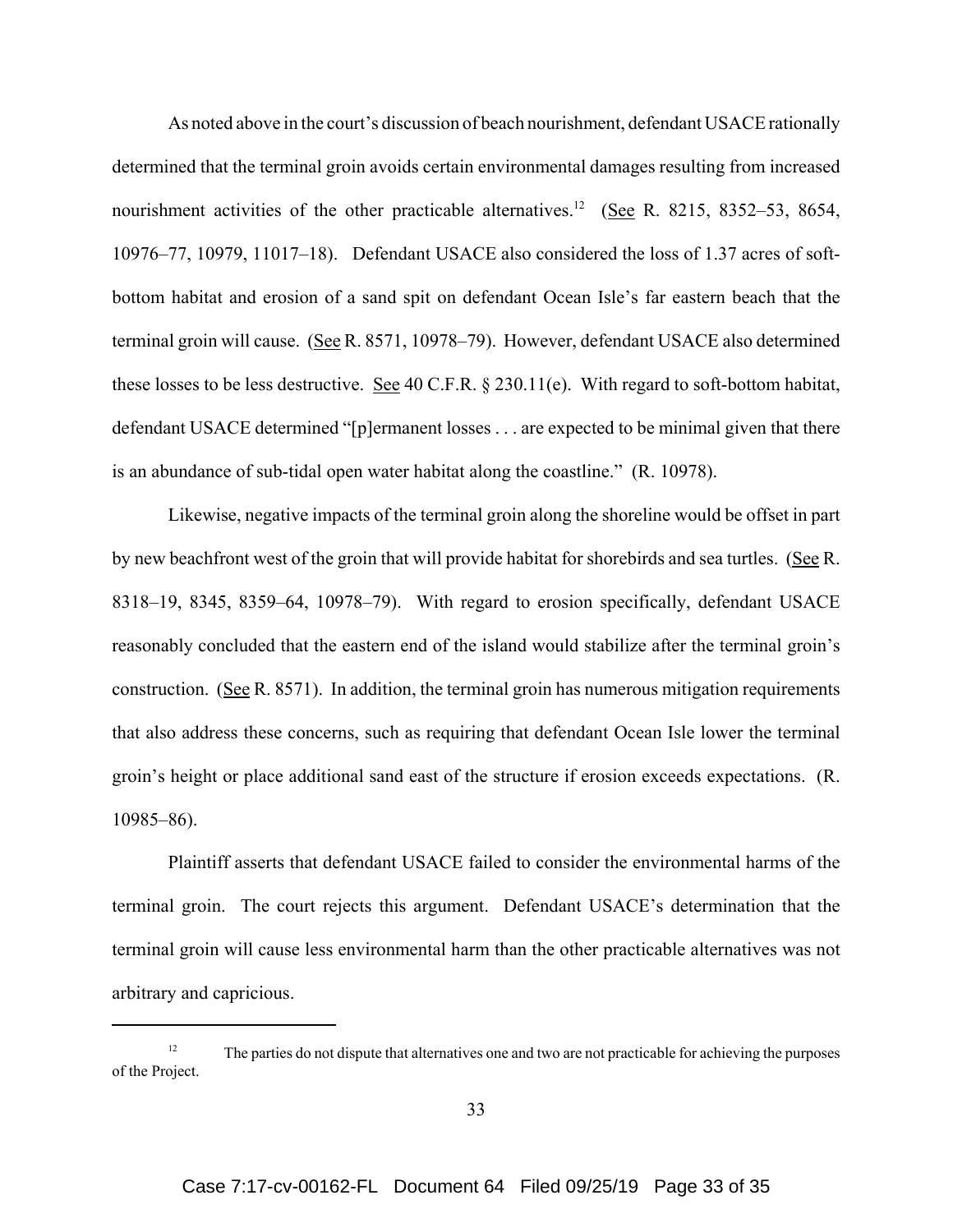As noted above in the court's discussion of beach nourishment, defendant USACE rationally determined that the terminal groin avoids certain environmental damages resulting from increased nourishment activities of the other practicable alternatives.[12] (See R. 8215, 8352–53, 8654, 10976–77, 10979, 11017–18). Defendant USACE also considered the loss of 1.37 acres of soft-bottom habitat and erosion of a sand spit on defendant Ocean Isle's far eastern beach that the terminal groin will cause. (See R. 8571, 10978–79). However, defendant USACE also determined these losses to be less destructive. See 40 C.F.R. § 230.11(e). With regard to soft-bottom habitat, defendant USACE determined "[p]ermanent losses . . . are expected to be minimal given that there is an abundance of sub-tidal open water habitat along the coastline." (R. 10978).

Likewise, negative impacts of the terminal groin along the shoreline would be offset in part by new beachfront west of the groin that will provide habitat for shorebirds and sea turtles. (See R. 8318–19, 8345, 8359–64, 10978–79). With regard to erosion specifically, defendant USACE reasonably concluded that the eastern end of the island would stabilize after the terminal groin's construction. (See R. 8571). In addition, the terminal groin has numerous mitigation requirements that also address these concerns, such as requiring that defendant Ocean Isle lower the terminal groin's height or place additional sand east of the structure if erosion exceeds expectations. (R. 10985–86).

Plaintiff asserts that defendant USACE failed to consider the environmental harms of the terminal groin. The court rejects this argument. Defendant USACE's determination that the terminal groin will cause less environmental harm than the other practicable alternatives was not arbitrary and capricious.

---

[12] The parties do not dispute that alternatives one and two are not practicable for achieving the purposes of the Project.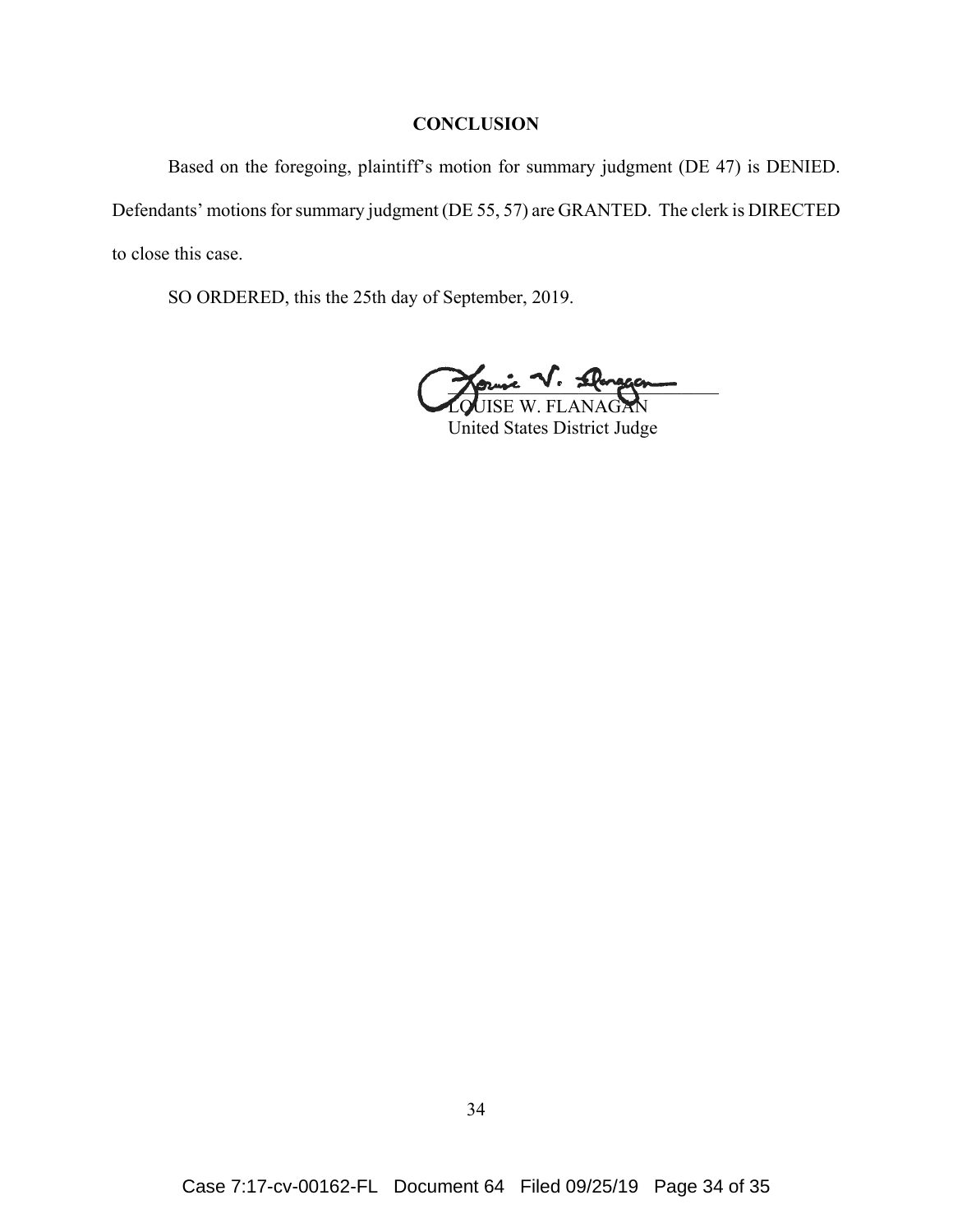## CONCLUSION

Based on the foregoing, plaintiff's motion for summary judgment (DE 47) is DENIED. Defendants' motions for summary judgment (DE 55, 57) are GRANTED. The clerk is DIRECTED to close this case.

SO ORDERED, this the 25th day of September, 2019.

LOUISE W. FLANAGAN
United States District Judge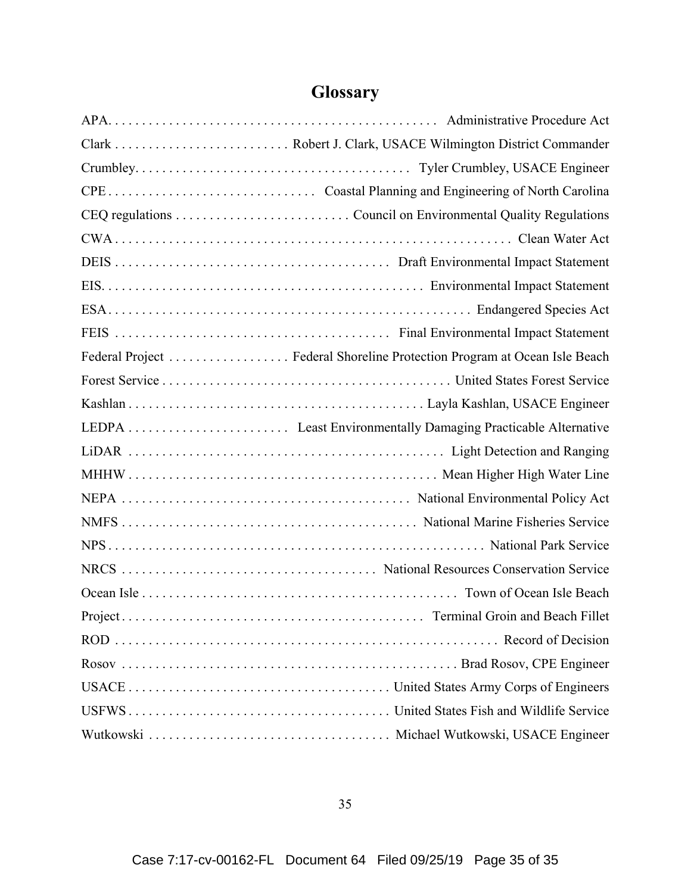# Glossary

| | |
|---|---|
| APA | Administrative Procedure Act |
| Clark | Robert J. Clark, USACE Wilmington District Commander |
| Crumbley | Tyler Crumbley, USACE Engineer |
| CPE | Coastal Planning and Engineering of North Carolina |
| CEQ regulations | Council on Environmental Quality Regulations |
| CWA | Clean Water Act |
| DEIS | Draft Environmental Impact Statement |
| EIS | Environmental Impact Statement |
| ESA | Endangered Species Act |
| FEIS | Final Environmental Impact Statement |
| Federal Project | Federal Shoreline Protection Program at Ocean Isle Beach |
| Forest Service | United States Forest Service |
| Kashlan | Layla Kashlan, USACE Engineer |
| LEDPA | Least Environmentally Damaging Practicable Alternative |
| LiDAR | Light Detection and Ranging |
| MHHW | Mean Higher High Water Line |
| NEPA | National Environmental Policy Act |
| NMFS | National Marine Fisheries Service |
| NPS | National Park Service |
| NRCS | National Resources Conservation Service |
| Ocean Isle | Town of Ocean Isle Beach |
| Project | Terminal Groin and Beach Fillet |
| ROD | Record of Decision |
| Rosov | Brad Rosov, CPE Engineer |
| USACE | United States Army Corps of Engineers |
| USFWS | United States Fish and Wildlife Service |
| Wutkowski | Michael Wutkowski, USACE Engineer |